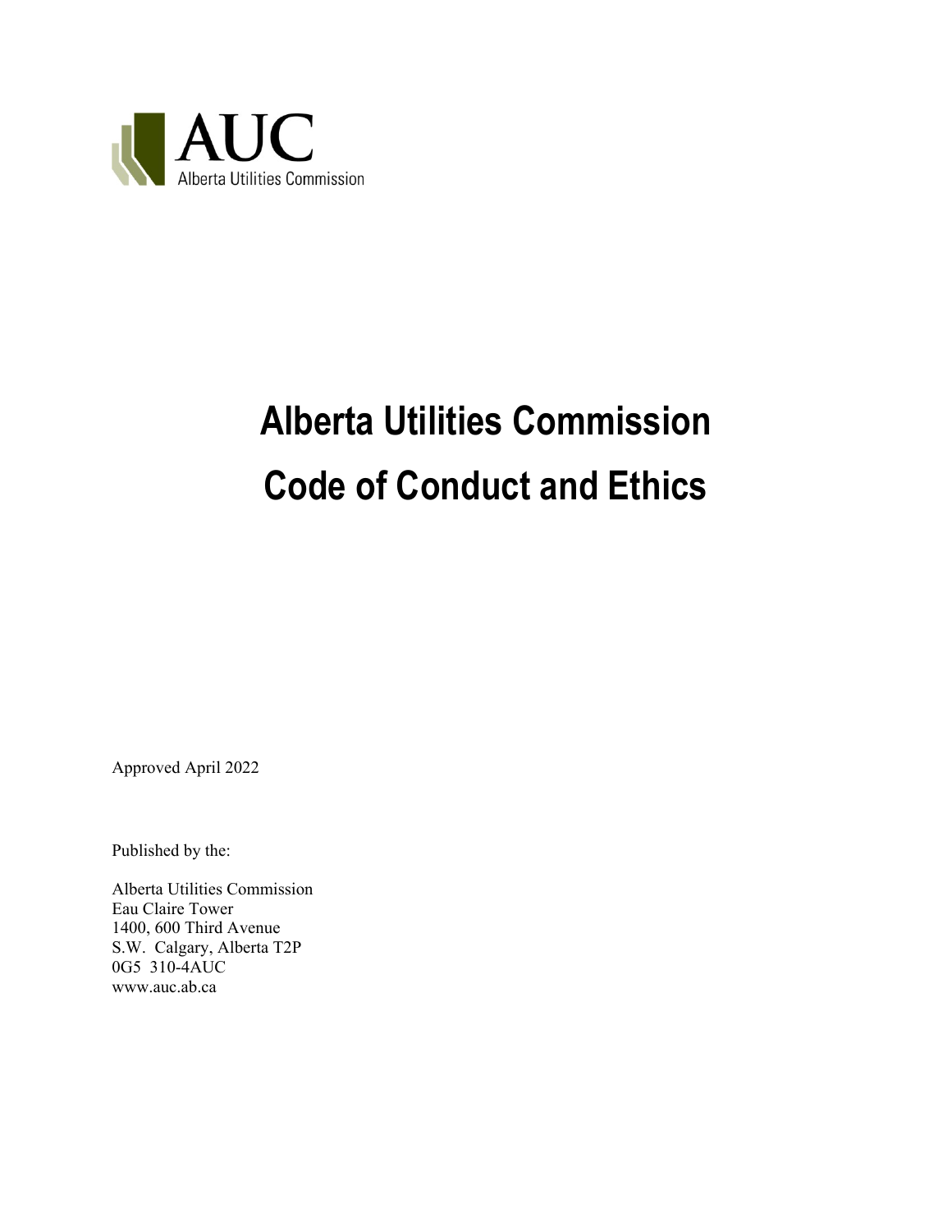AUC
Alberta Utilities Commission

# Alberta Utilities Commission Code of Conduct and Ethics

Approved April 2022

Published by the:

Alberta Utilities Commission
Eau Claire Tower
1400, 600 Third Avenue
S.W. Calgary, Alberta T2P
0G5 310-4AUC
www.auc.ab.ca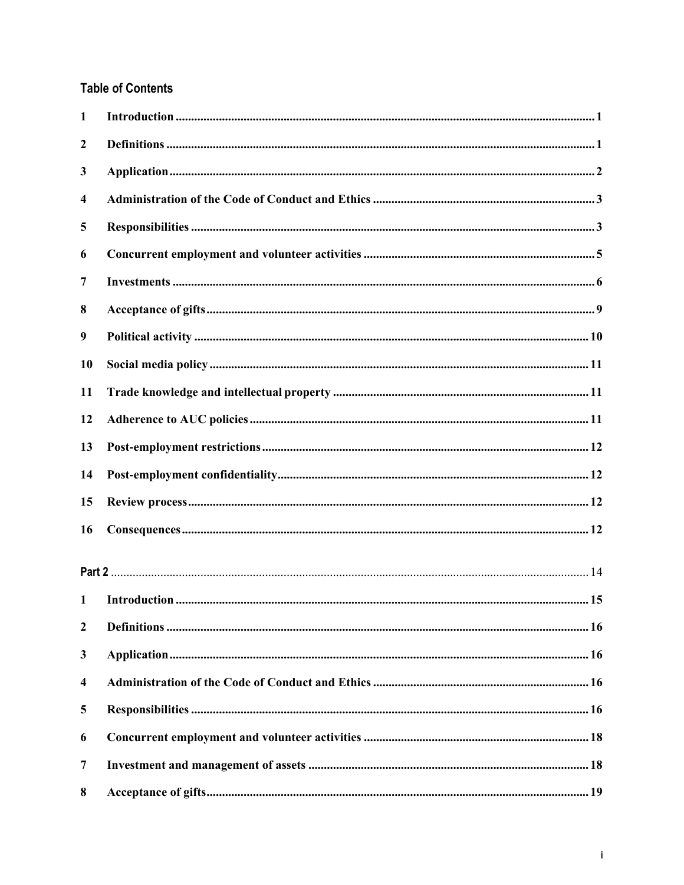## Table of Contents

| | | |
|---|---|---|
| 1 | Introduction | 1 |
| 2 | Definitions | 1 |
| 3 | Application | 2 |
| 4 | Administration of the Code of Conduct and Ethics | 3 |
| 5 | Responsibilities | 3 |
| 6 | Concurrent employment and volunteer activities | 5 |
| 7 | Investments | 6 |
| 8 | Acceptance of gifts | 9 |
| 9 | Political activity | 10 |
| 10 | Social media policy | 11 |
| 11 | Trade knowledge and intellectual property | 11 |
| 12 | Adherence to AUC policies | 11 |
| 13 | Post-employment restrictions | 12 |
| 14 | Post-employment confidentiality | 12 |
| 15 | Review process | 12 |
| 16 | Consequences | 12 |
| **Part 2** | | 14 |
| 1 | Introduction | 15 |
| 2 | Definitions | 16 |
| 3 | Application | 16 |
| 4 | Administration of the Code of Conduct and Ethics | 16 |
| 5 | Responsibilities | 16 |
| 6 | Concurrent employment and volunteer activities | 18 |
| 7 | Investment and management of assets | 18 |
| 8 | Acceptance of gifts | 19 |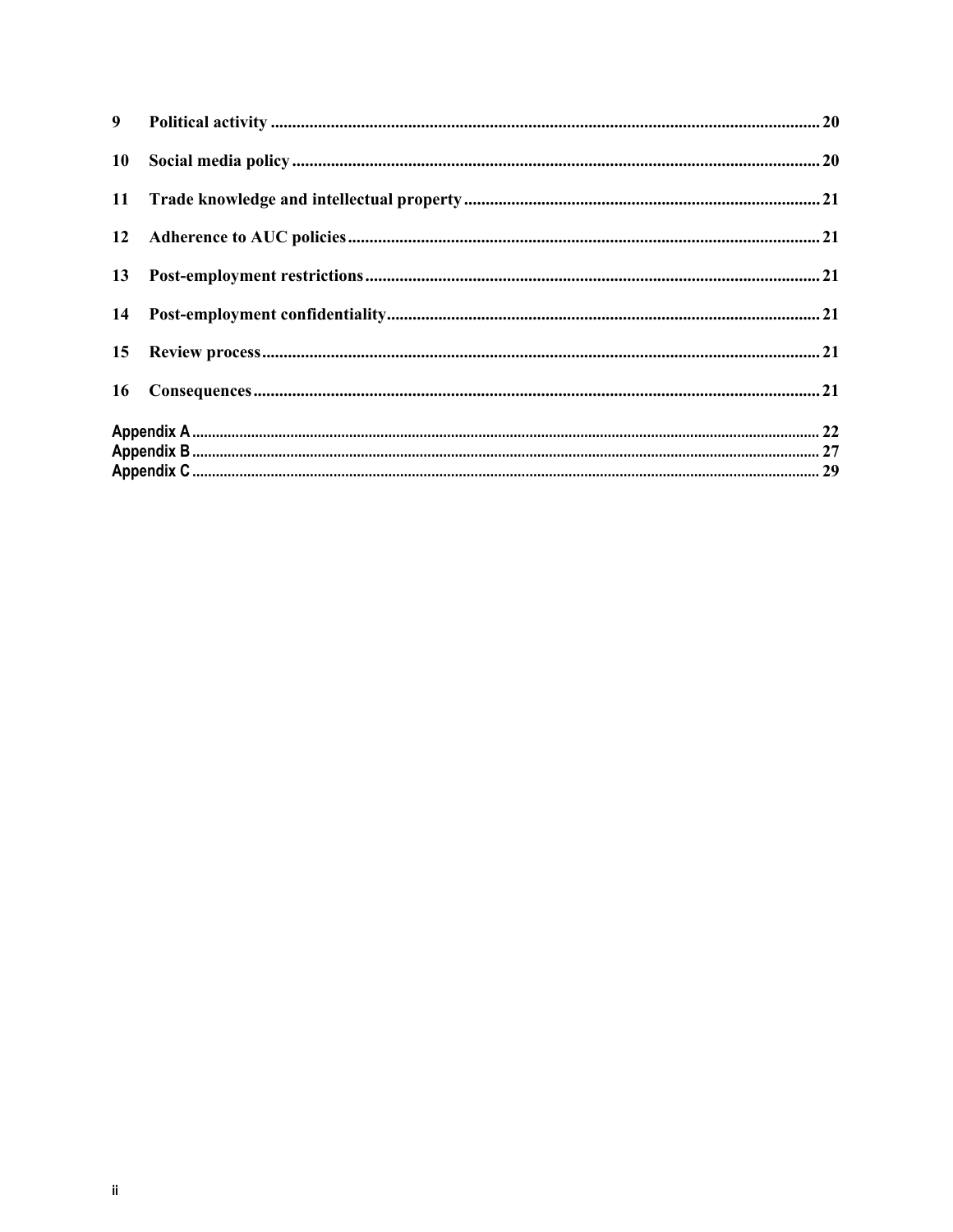9 Political activity ........................................................................................................................ 20

10 Social media policy ....................................................................................................................... 20

11 Trade knowledge and intellectual property ................................................................................... 21

12 Adherence to AUC policies ........................................................................................................... 21

13 Post-employment restrictions ........................................................................................................ 21

14 Post-employment confidentiality .................................................................................................. 21

15 Review process ............................................................................................................................. 21

16 Consequences ............................................................................................................................... 21

Appendix A ..................................................................................................................................... 22
Appendix B ..................................................................................................................................... 27
Appendix C ..................................................................................................................................... 29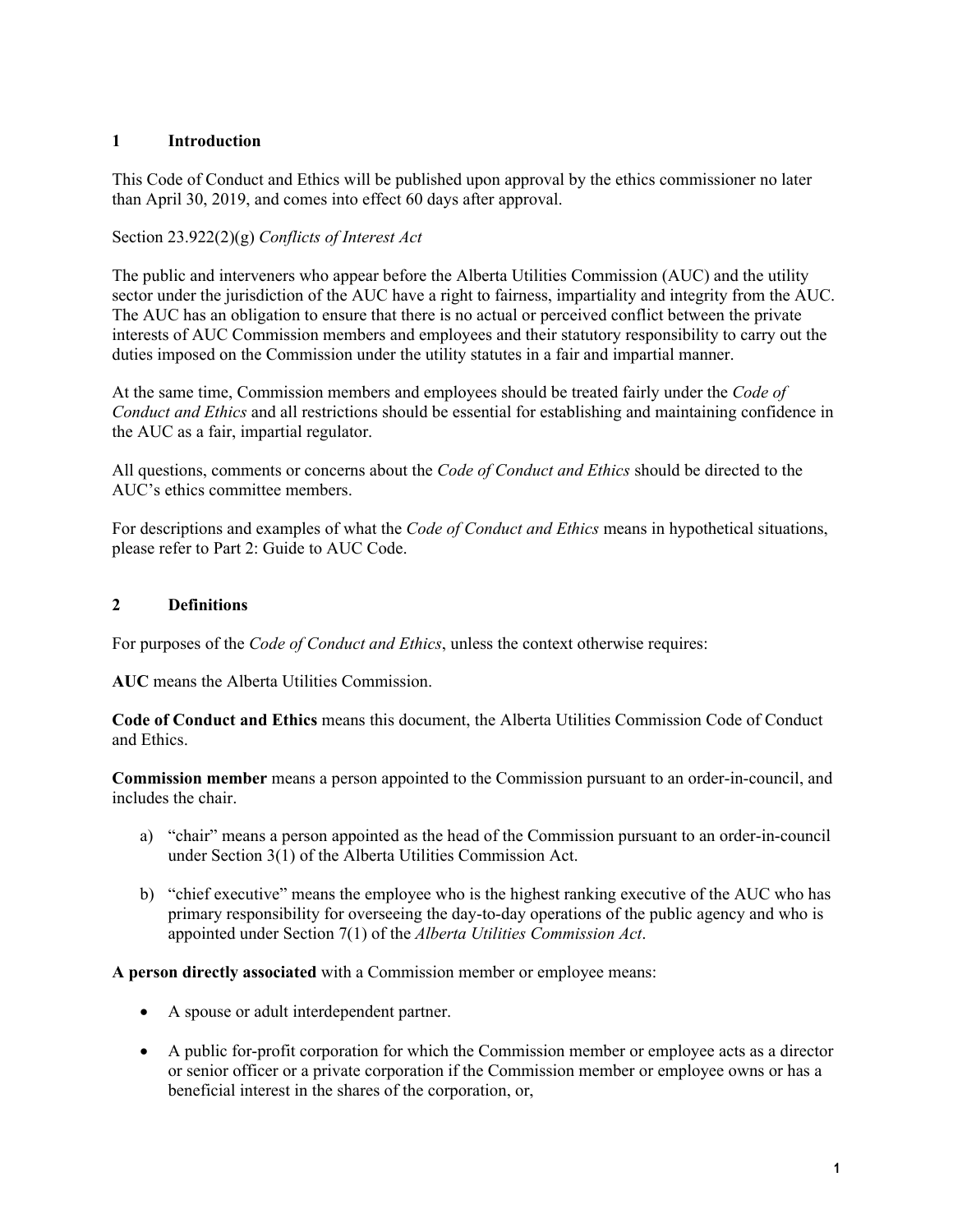## 1 Introduction

This Code of Conduct and Ethics will be published upon approval by the ethics commissioner no later than April 30, 2019, and comes into effect 60 days after approval.

Section 23.922(2)(g) *Conflicts of Interest Act*

The public and interveners who appear before the Alberta Utilities Commission (AUC) and the utility sector under the jurisdiction of the AUC have a right to fairness, impartiality and integrity from the AUC. The AUC has an obligation to ensure that there is no actual or perceived conflict between the private interests of AUC Commission members and employees and their statutory responsibility to carry out the duties imposed on the Commission under the utility statutes in a fair and impartial manner.

At the same time, Commission members and employees should be treated fairly under the *Code of Conduct and Ethics* and all restrictions should be essential for establishing and maintaining confidence in the AUC as a fair, impartial regulator.

All questions, comments or concerns about the *Code of Conduct and Ethics* should be directed to the AUC's ethics committee members.

For descriptions and examples of what the *Code of Conduct and Ethics* means in hypothetical situations, please refer to Part 2: Guide to AUC Code.

## 2 Definitions

For purposes of the *Code of Conduct and Ethics*, unless the context otherwise requires:

**AUC** means the Alberta Utilities Commission.

**Code of Conduct and Ethics** means this document, the Alberta Utilities Commission Code of Conduct and Ethics.

**Commission member** means a person appointed to the Commission pursuant to an order-in-council, and includes the chair.

a) "chair" means a person appointed as the head of the Commission pursuant to an order-in-council under Section 3(1) of the Alberta Utilities Commission Act.

b) "chief executive" means the employee who is the highest ranking executive of the AUC who has primary responsibility for overseeing the day-to-day operations of the public agency and who is appointed under Section 7(1) of the *Alberta Utilities Commission Act*.

**A person directly associated** with a Commission member or employee means:

- A spouse or adult interdependent partner.
- A public for-profit corporation for which the Commission member or employee acts as a director or senior officer or a private corporation if the Commission member or employee owns or has a beneficial interest in the shares of the corporation, or,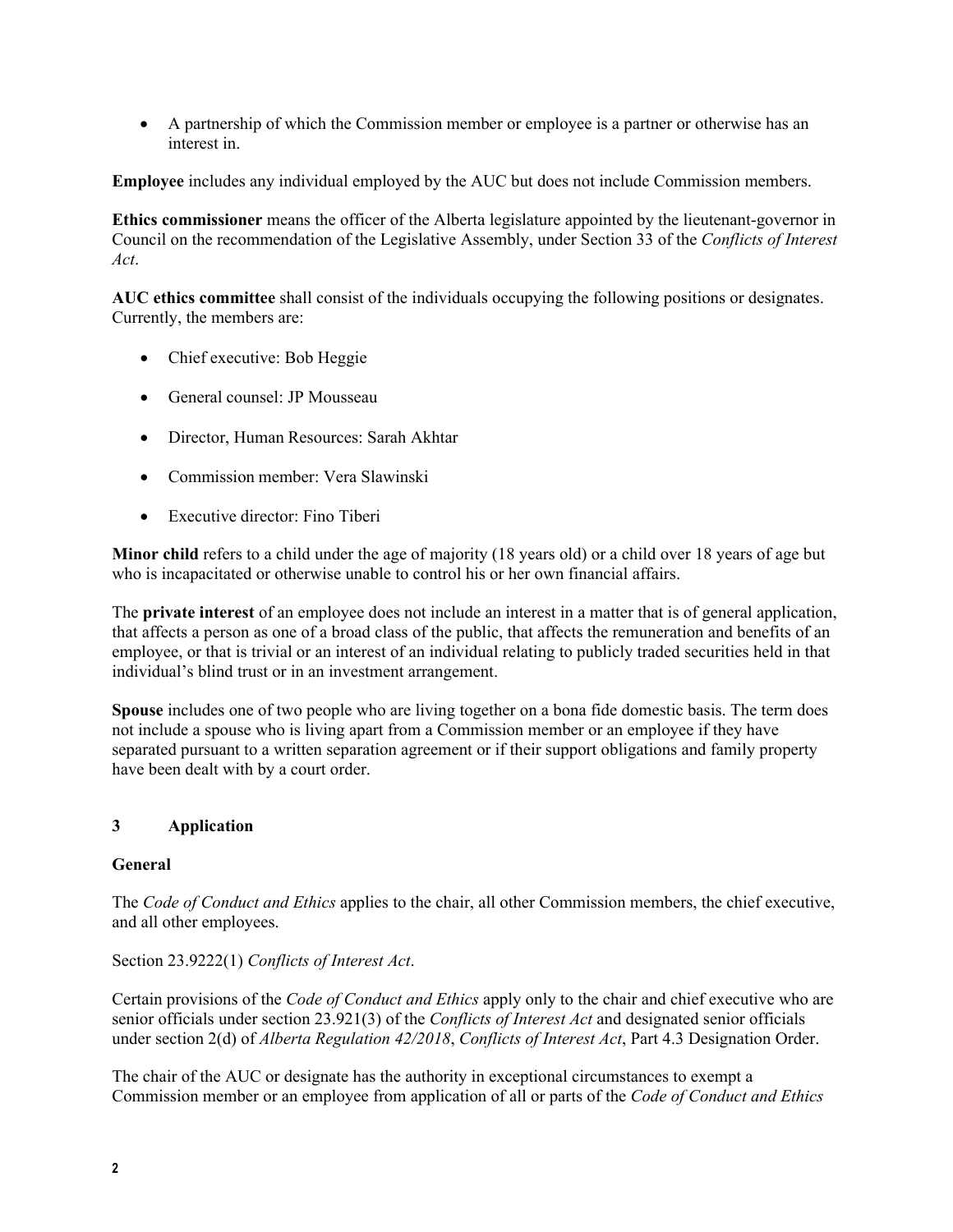- A partnership of which the Commission member or employee is a partner or otherwise has an interest in.

**Employee** includes any individual employed by the AUC but does not include Commission members.

**Ethics commissioner** means the officer of the Alberta legislature appointed by the lieutenant-governor in Council on the recommendation of the Legislative Assembly, under Section 33 of the *Conflicts of Interest Act*.

**AUC ethics committee** shall consist of the individuals occupying the following positions or designates. Currently, the members are:

- Chief executive: Bob Heggie
- General counsel: JP Mousseau
- Director, Human Resources: Sarah Akhtar
- Commission member: Vera Slawinski
- Executive director: Fino Tiberi

**Minor child** refers to a child under the age of majority (18 years old) or a child over 18 years of age but who is incapacitated or otherwise unable to control his or her own financial affairs.

The **private interest** of an employee does not include an interest in a matter that is of general application, that affects a person as one of a broad class of the public, that affects the remuneration and benefits of an employee, or that is trivial or an interest of an individual relating to publicly traded securities held in that individual's blind trust or in an investment arrangement.

**Spouse** includes one of two people who are living together on a bona fide domestic basis. The term does not include a spouse who is living apart from a Commission member or an employee if they have separated pursuant to a written separation agreement or if their support obligations and family property have been dealt with by a court order.

## 3 Application

**General**

The *Code of Conduct and Ethics* applies to the chair, all other Commission members, the chief executive, and all other employees.

Section 23.9222(1) *Conflicts of Interest Act*.

Certain provisions of the *Code of Conduct and Ethics* apply only to the chair and chief executive who are senior officials under section 23.921(3) of the *Conflicts of Interest Act* and designated senior officials under section 2(d) of *Alberta Regulation 42/2018*, *Conflicts of Interest Act*, Part 4.3 Designation Order.

The chair of the AUC or designate has the authority in exceptional circumstances to exempt a Commission member or an employee from application of all or parts of the *Code of Conduct and Ethics*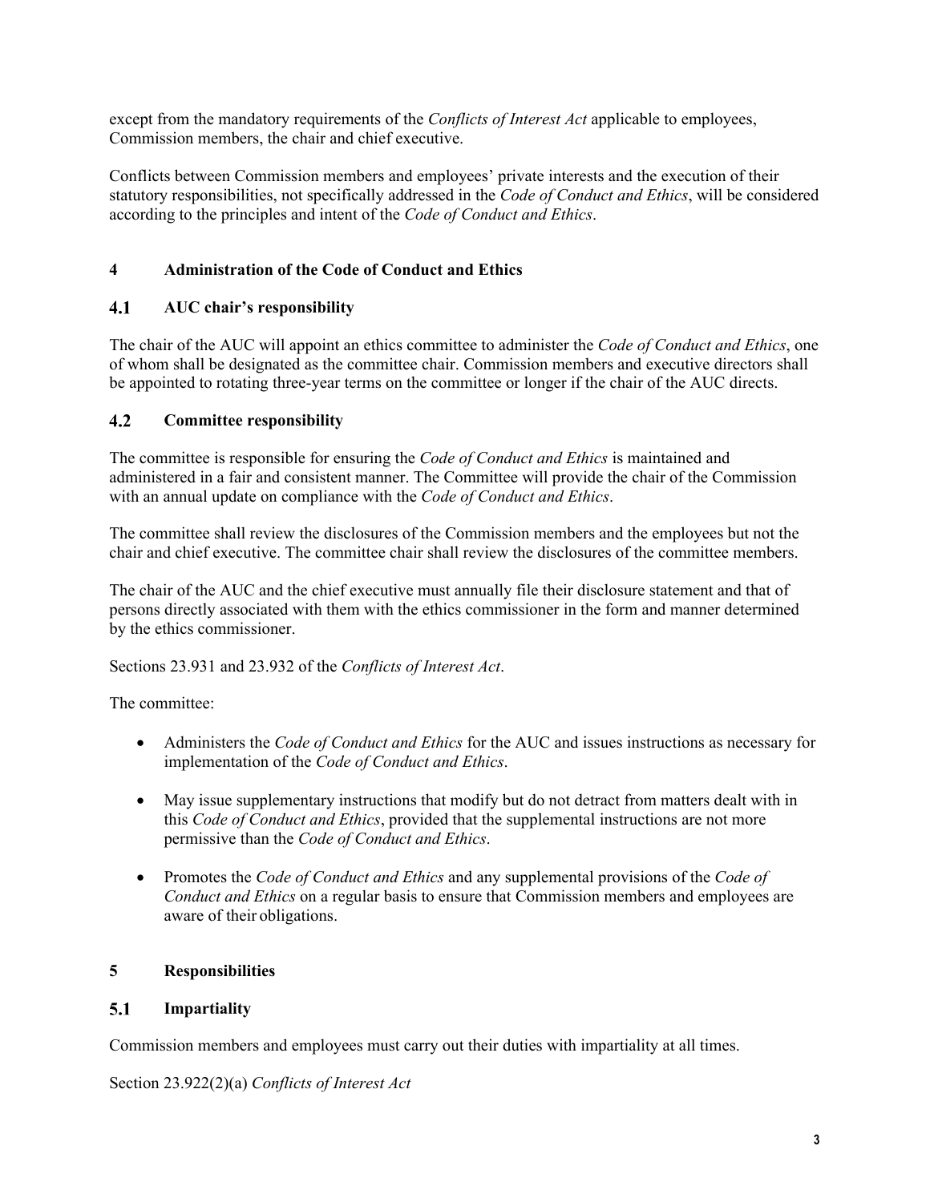except from the mandatory requirements of the *Conflicts of Interest Act* applicable to employees, Commission members, the chair and chief executive.

Conflicts between Commission members and employees' private interests and the execution of their statutory responsibilities, not specifically addressed in the *Code of Conduct and Ethics*, will be considered according to the principles and intent of the *Code of Conduct and Ethics*.

## 4 Administration of the Code of Conduct and Ethics

### 4.1 AUC chair's responsibility

The chair of the AUC will appoint an ethics committee to administer the *Code of Conduct and Ethics*, one of whom shall be designated as the committee chair. Commission members and executive directors shall be appointed to rotating three-year terms on the committee or longer if the chair of the AUC directs.

### 4.2 Committee responsibility

The committee is responsible for ensuring the *Code of Conduct and Ethics* is maintained and administered in a fair and consistent manner. The Committee will provide the chair of the Commission with an annual update on compliance with the *Code of Conduct and Ethics*.

The committee shall review the disclosures of the Commission members and the employees but not the chair and chief executive. The committee chair shall review the disclosures of the committee members.

The chair of the AUC and the chief executive must annually file their disclosure statement and that of persons directly associated with them with the ethics commissioner in the form and manner determined by the ethics commissioner.

Sections 23.931 and 23.932 of the *Conflicts of Interest Act*.

The committee:

- Administers the *Code of Conduct and Ethics* for the AUC and issues instructions as necessary for implementation of the *Code of Conduct and Ethics*.

- May issue supplementary instructions that modify but do not detract from matters dealt with in this *Code of Conduct and Ethics*, provided that the supplemental instructions are not more permissive than the *Code of Conduct and Ethics*.

- Promotes the *Code of Conduct and Ethics* and any supplemental provisions of the *Code of Conduct and Ethics* on a regular basis to ensure that Commission members and employees are aware of their obligations.

## 5 Responsibilities

### 5.1 Impartiality

Commission members and employees must carry out their duties with impartiality at all times.

Section 23.922(2)(a) *Conflicts of Interest Act*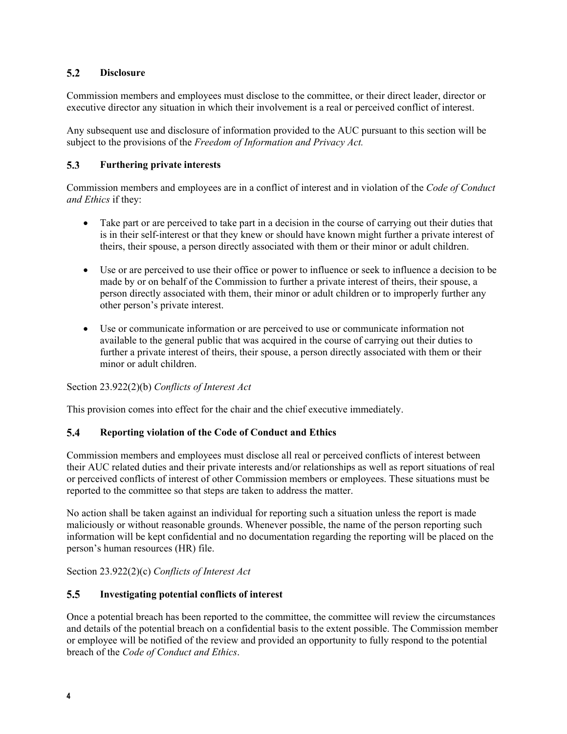### 5.2 Disclosure

Commission members and employees must disclose to the committee, or their direct leader, director or executive director any situation in which their involvement is a real or perceived conflict of interest.

Any subsequent use and disclosure of information provided to the AUC pursuant to this section will be subject to the provisions of the *Freedom of Information and Privacy Act.*

### 5.3 Furthering private interests

Commission members and employees are in a conflict of interest and in violation of the *Code of Conduct and Ethics* if they:

- Take part or are perceived to take part in a decision in the course of carrying out their duties that is in their self-interest or that they knew or should have known might further a private interest of theirs, their spouse, a person directly associated with them or their minor or adult children.

- Use or are perceived to use their office or power to influence or seek to influence a decision to be made by or on behalf of the Commission to further a private interest of theirs, their spouse, a person directly associated with them, their minor or adult children or to improperly further any other person's private interest.

- Use or communicate information or are perceived to use or communicate information not available to the general public that was acquired in the course of carrying out their duties to further a private interest of theirs, their spouse, a person directly associated with them or their minor or adult children.

Section 23.922(2)(b) *Conflicts of Interest Act*

This provision comes into effect for the chair and the chief executive immediately.

### 5.4 Reporting violation of the Code of Conduct and Ethics

Commission members and employees must disclose all real or perceived conflicts of interest between their AUC related duties and their private interests and/or relationships as well as report situations of real or perceived conflicts of interest of other Commission members or employees. These situations must be reported to the committee so that steps are taken to address the matter.

No action shall be taken against an individual for reporting such a situation unless the report is made maliciously or without reasonable grounds. Whenever possible, the name of the person reporting such information will be kept confidential and no documentation regarding the reporting will be placed on the person's human resources (HR) file.

Section 23.922(2)(c) *Conflicts of Interest Act*

### 5.5 Investigating potential conflicts of interest

Once a potential breach has been reported to the committee, the committee will review the circumstances and details of the potential breach on a confidential basis to the extent possible. The Commission member or employee will be notified of the review and provided an opportunity to fully respond to the potential breach of the *Code of Conduct and Ethics*.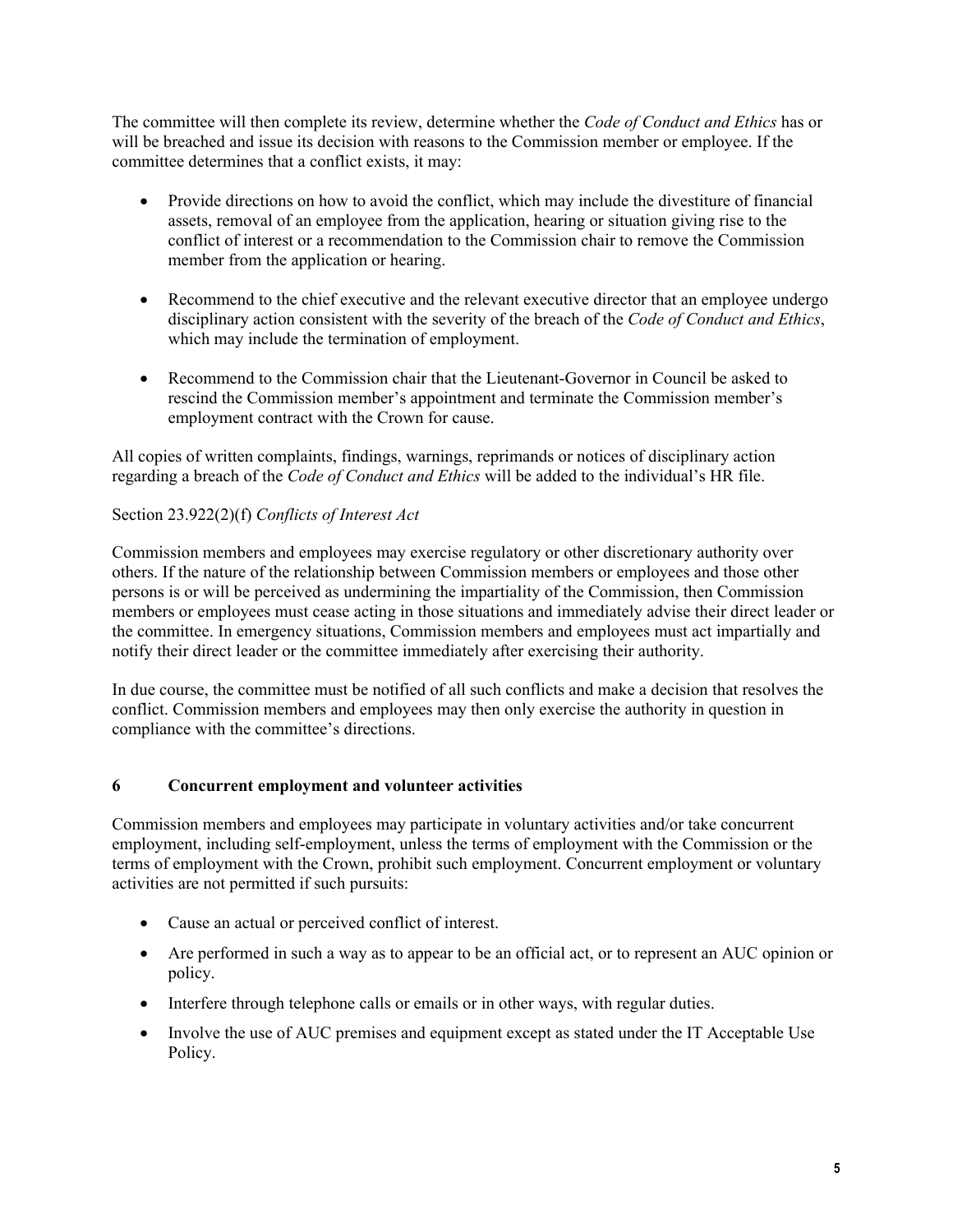The committee will then complete its review, determine whether the *Code of Conduct and Ethics* has or will be breached and issue its decision with reasons to the Commission member or employee. If the committee determines that a conflict exists, it may:

- Provide directions on how to avoid the conflict, which may include the divestiture of financial assets, removal of an employee from the application, hearing or situation giving rise to the conflict of interest or a recommendation to the Commission chair to remove the Commission member from the application or hearing.
- Recommend to the chief executive and the relevant executive director that an employee undergo disciplinary action consistent with the severity of the breach of the *Code of Conduct and Ethics*, which may include the termination of employment.
- Recommend to the Commission chair that the Lieutenant-Governor in Council be asked to rescind the Commission member's appointment and terminate the Commission member's employment contract with the Crown for cause.

All copies of written complaints, findings, warnings, reprimands or notices of disciplinary action regarding a breach of the *Code of Conduct and Ethics* will be added to the individual's HR file.

Section 23.922(2)(f) *Conflicts of Interest Act*

Commission members and employees may exercise regulatory or other discretionary authority over others. If the nature of the relationship between Commission members or employees and those other persons is or will be perceived as undermining the impartiality of the Commission, then Commission members or employees must cease acting in those situations and immediately advise their direct leader or the committee. In emergency situations, Commission members and employees must act impartially and notify their direct leader or the committee immediately after exercising their authority.

In due course, the committee must be notified of all such conflicts and make a decision that resolves the conflict. Commission members and employees may then only exercise the authority in question in compliance with the committee's directions.

## 6 Concurrent employment and volunteer activities

Commission members and employees may participate in voluntary activities and/or take concurrent employment, including self-employment, unless the terms of employment with the Commission or the terms of employment with the Crown, prohibit such employment. Concurrent employment or voluntary activities are not permitted if such pursuits:

- Cause an actual or perceived conflict of interest.
- Are performed in such a way as to appear to be an official act, or to represent an AUC opinion or policy.
- Interfere through telephone calls or emails or in other ways, with regular duties.
- Involve the use of AUC premises and equipment except as stated under the IT Acceptable Use Policy.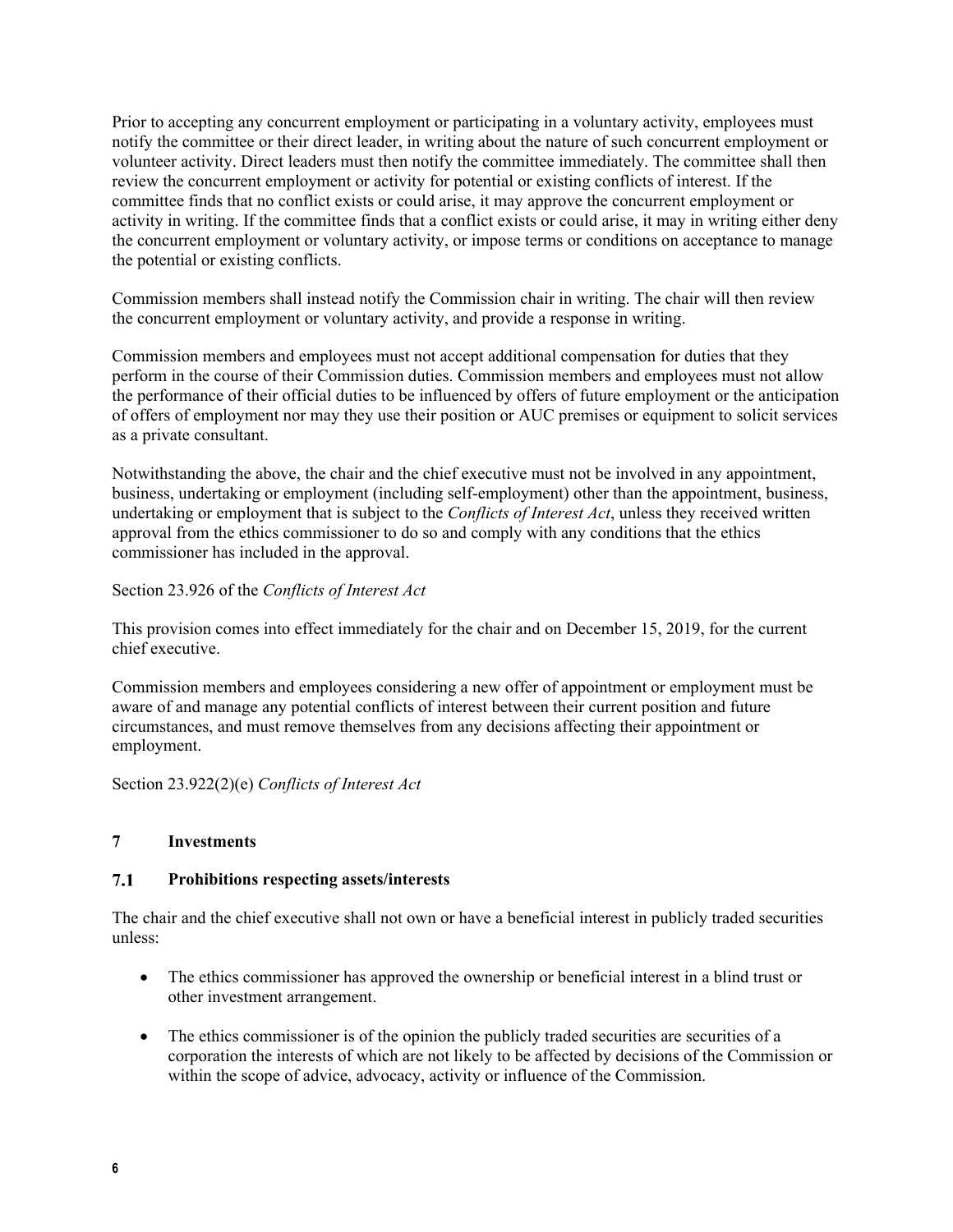Prior to accepting any concurrent employment or participating in a voluntary activity, employees must notify the committee or their direct leader, in writing about the nature of such concurrent employment or volunteer activity. Direct leaders must then notify the committee immediately. The committee shall then review the concurrent employment or activity for potential or existing conflicts of interest. If the committee finds that no conflict exists or could arise, it may approve the concurrent employment or activity in writing. If the committee finds that a conflict exists or could arise, it may in writing either deny the concurrent employment or voluntary activity, or impose terms or conditions on acceptance to manage the potential or existing conflicts.

Commission members shall instead notify the Commission chair in writing. The chair will then review the concurrent employment or voluntary activity, and provide a response in writing.

Commission members and employees must not accept additional compensation for duties that they perform in the course of their Commission duties. Commission members and employees must not allow the performance of their official duties to be influenced by offers of future employment or the anticipation of offers of employment nor may they use their position or AUC premises or equipment to solicit services as a private consultant.

Notwithstanding the above, the chair and the chief executive must not be involved in any appointment, business, undertaking or employment (including self-employment) other than the appointment, business, undertaking or employment that is subject to the *Conflicts of Interest Act*, unless they received written approval from the ethics commissioner to do so and comply with any conditions that the ethics commissioner has included in the approval.

Section 23.926 of the *Conflicts of Interest Act*

This provision comes into effect immediately for the chair and on December 15, 2019, for the current chief executive.

Commission members and employees considering a new offer of appointment or employment must be aware of and manage any potential conflicts of interest between their current position and future circumstances, and must remove themselves from any decisions affecting their appointment or employment.

Section 23.922(2)(e) *Conflicts of Interest Act*

## 7 Investments

### 7.1 Prohibitions respecting assets/interests

The chair and the chief executive shall not own or have a beneficial interest in publicly traded securities unless:

- The ethics commissioner has approved the ownership or beneficial interest in a blind trust or other investment arrangement.
- The ethics commissioner is of the opinion the publicly traded securities are securities of a corporation the interests of which are not likely to be affected by decisions of the Commission or within the scope of advice, advocacy, activity or influence of the Commission.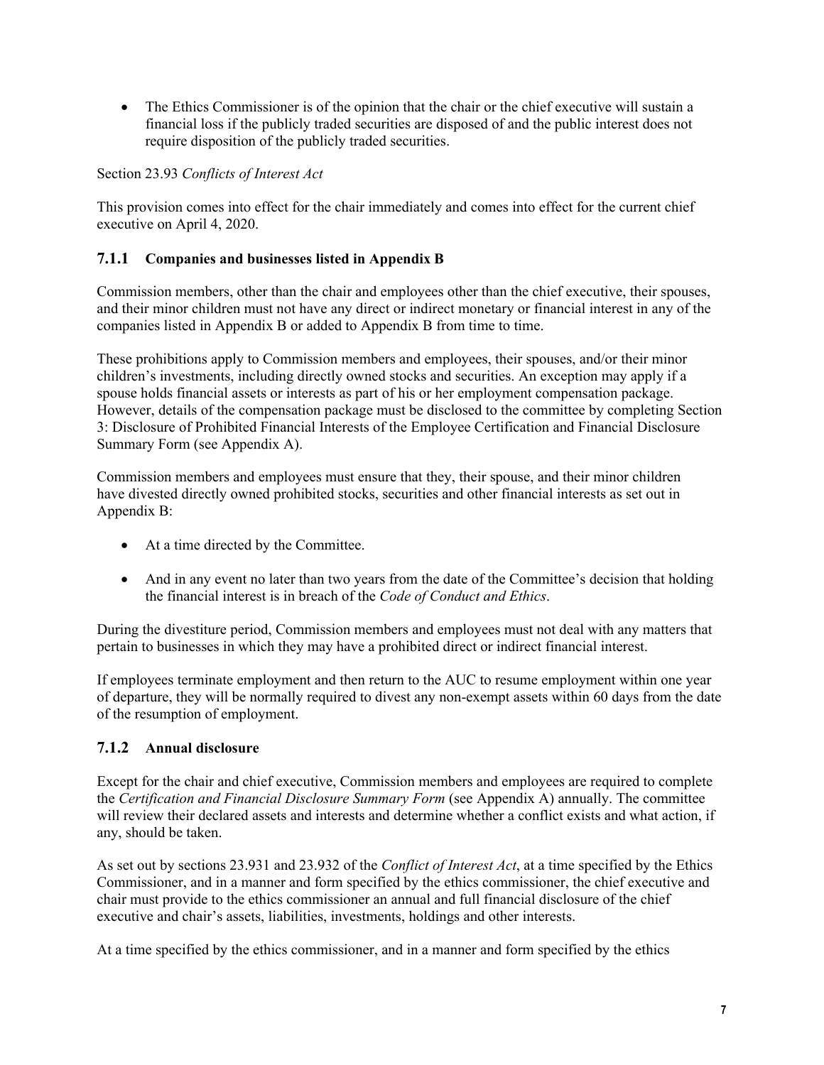- The Ethics Commissioner is of the opinion that the chair or the chief executive will sustain a financial loss if the publicly traded securities are disposed of and the public interest does not require disposition of the publicly traded securities.

Section 23.93 *Conflicts of Interest Act*

This provision comes into effect for the chair immediately and comes into effect for the current chief executive on April 4, 2020.

### 7.1.1 Companies and businesses listed in Appendix B

Commission members, other than the chair and employees other than the chief executive, their spouses, and their minor children must not have any direct or indirect monetary or financial interest in any of the companies listed in Appendix B or added to Appendix B from time to time.

These prohibitions apply to Commission members and employees, their spouses, and/or their minor children's investments, including directly owned stocks and securities. An exception may apply if a spouse holds financial assets or interests as part of his or her employment compensation package. However, details of the compensation package must be disclosed to the committee by completing Section 3: Disclosure of Prohibited Financial Interests of the Employee Certification and Financial Disclosure Summary Form (see Appendix A).

Commission members and employees must ensure that they, their spouse, and their minor children have divested directly owned prohibited stocks, securities and other financial interests as set out in Appendix B:

- At a time directed by the Committee.
- And in any event no later than two years from the date of the Committee's decision that holding the financial interest is in breach of the *Code of Conduct and Ethics*.

During the divestiture period, Commission members and employees must not deal with any matters that pertain to businesses in which they may have a prohibited direct or indirect financial interest.

If employees terminate employment and then return to the AUC to resume employment within one year of departure, they will be normally required to divest any non-exempt assets within 60 days from the date of the resumption of employment.

### 7.1.2 Annual disclosure

Except for the chair and chief executive, Commission members and employees are required to complete the *Certification and Financial Disclosure Summary Form* (see Appendix A) annually. The committee will review their declared assets and interests and determine whether a conflict exists and what action, if any, should be taken.

As set out by sections 23.931 and 23.932 of the *Conflict of Interest Act*, at a time specified by the Ethics Commissioner, and in a manner and form specified by the ethics commissioner, the chief executive and chair must provide to the ethics commissioner an annual and full financial disclosure of the chief executive and chair's assets, liabilities, investments, holdings and other interests.

At a time specified by the ethics commissioner, and in a manner and form specified by the ethics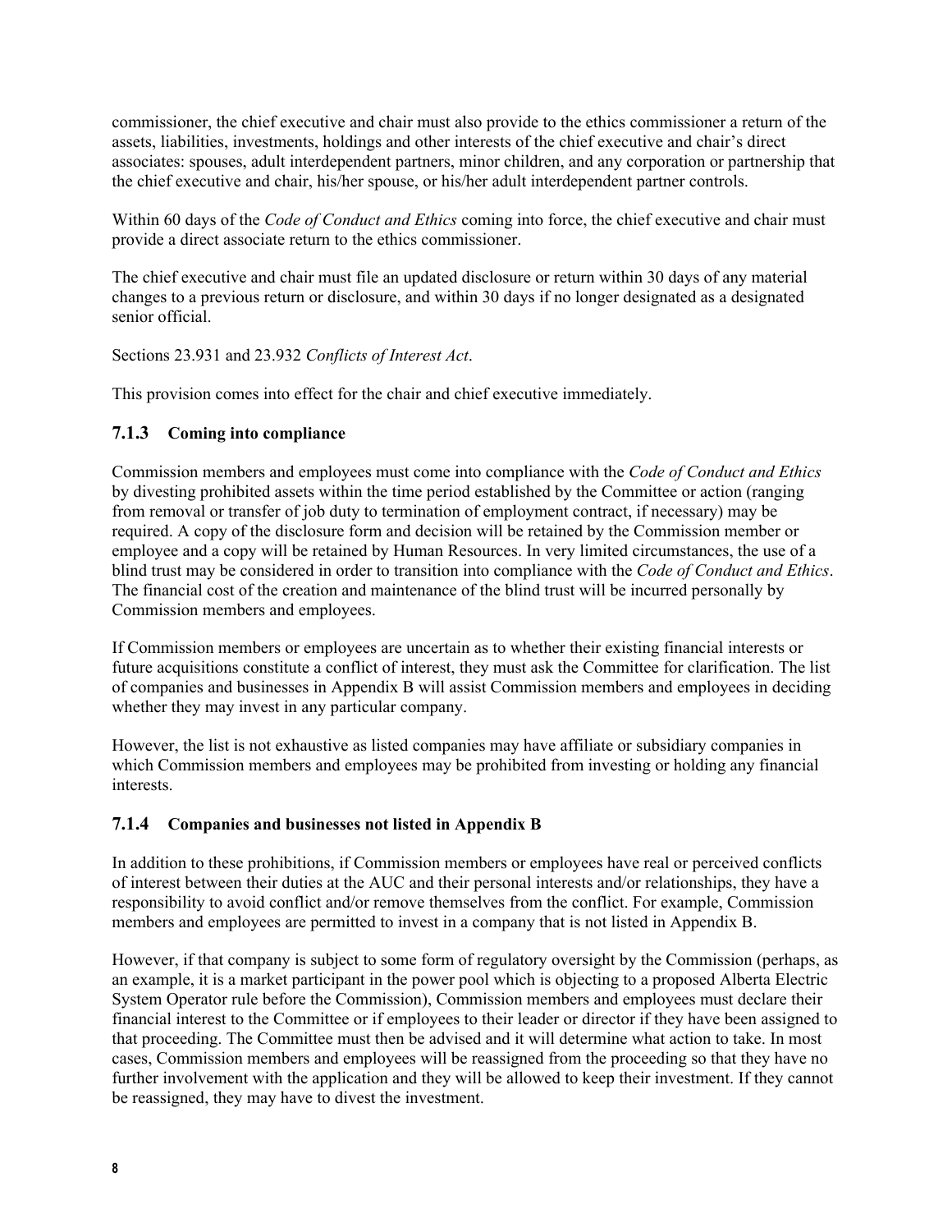commissioner, the chief executive and chair must also provide to the ethics commissioner a return of the assets, liabilities, investments, holdings and other interests of the chief executive and chair's direct associates: spouses, adult interdependent partners, minor children, and any corporation or partnership that the chief executive and chair, his/her spouse, or his/her adult interdependent partner controls.

Within 60 days of the *Code of Conduct and Ethics* coming into force, the chief executive and chair must provide a direct associate return to the ethics commissioner.

The chief executive and chair must file an updated disclosure or return within 30 days of any material changes to a previous return or disclosure, and within 30 days if no longer designated as a designated senior official.

Sections 23.931 and 23.932 *Conflicts of Interest Act*.

This provision comes into effect for the chair and chief executive immediately.

### 7.1.3 Coming into compliance

Commission members and employees must come into compliance with the *Code of Conduct and Ethics* by divesting prohibited assets within the time period established by the Committee or action (ranging from removal or transfer of job duty to termination of employment contract, if necessary) may be required. A copy of the disclosure form and decision will be retained by the Commission member or employee and a copy will be retained by Human Resources. In very limited circumstances, the use of a blind trust may be considered in order to transition into compliance with the *Code of Conduct and Ethics*. The financial cost of the creation and maintenance of the blind trust will be incurred personally by Commission members and employees.

If Commission members or employees are uncertain as to whether their existing financial interests or future acquisitions constitute a conflict of interest, they must ask the Committee for clarification. The list of companies and businesses in Appendix B will assist Commission members and employees in deciding whether they may invest in any particular company.

However, the list is not exhaustive as listed companies may have affiliate or subsidiary companies in which Commission members and employees may be prohibited from investing or holding any financial interests.

### 7.1.4 Companies and businesses not listed in Appendix B

In addition to these prohibitions, if Commission members or employees have real or perceived conflicts of interest between their duties at the AUC and their personal interests and/or relationships, they have a responsibility to avoid conflict and/or remove themselves from the conflict. For example, Commission members and employees are permitted to invest in a company that is not listed in Appendix B.

However, if that company is subject to some form of regulatory oversight by the Commission (perhaps, as an example, it is a market participant in the power pool which is objecting to a proposed Alberta Electric System Operator rule before the Commission), Commission members and employees must declare their financial interest to the Committee or if employees to their leader or director if they have been assigned to that proceeding. The Committee must then be advised and it will determine what action to take. In most cases, Commission members and employees will be reassigned from the proceeding so that they have no further involvement with the application and they will be allowed to keep their investment. If they cannot be reassigned, they may have to divest the investment.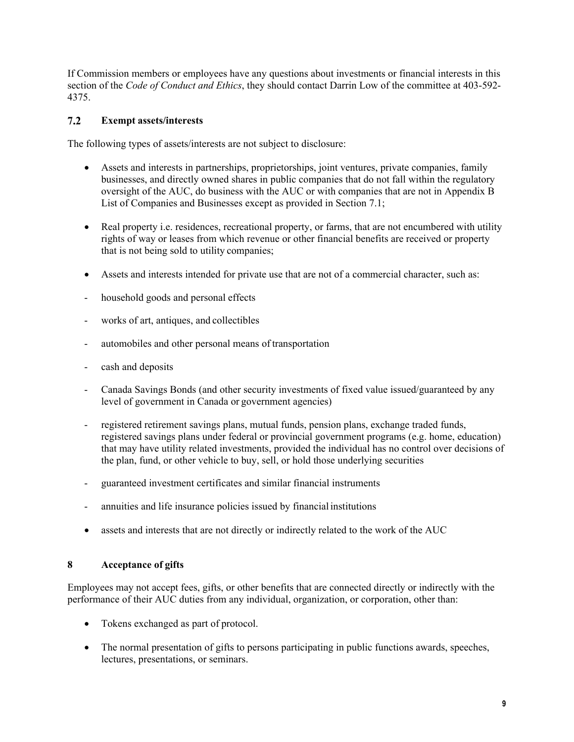If Commission members or employees have any questions about investments or financial interests in this section of the *Code of Conduct and Ethics*, they should contact Darrin Low of the committee at 403-592-4375.

### 7.2 Exempt assets/interests

The following types of assets/interests are not subject to disclosure:

- Assets and interests in partnerships, proprietorships, joint ventures, private companies, family businesses, and directly owned shares in public companies that do not fall within the regulatory oversight of the AUC, do business with the AUC or with companies that are not in Appendix B List of Companies and Businesses except as provided in Section 7.1;

- Real property i.e. residences, recreational property, or farms, that are not encumbered with utility rights of way or leases from which revenue or other financial benefits are received or property that is not being sold to utility companies;

- Assets and interests intended for private use that are not of a commercial character, such as:

  - household goods and personal effects
  - works of art, antiques, and collectibles
  - automobiles and other personal means of transportation
  - cash and deposits
  - Canada Savings Bonds (and other security investments of fixed value issued/guaranteed by any level of government in Canada or government agencies)
  - registered retirement savings plans, mutual funds, pension plans, exchange traded funds, registered savings plans under federal or provincial government programs (e.g. home, education) that may have utility related investments, provided the individual has no control over decisions of the plan, fund, or other vehicle to buy, sell, or hold those underlying securities
  - guaranteed investment certificates and similar financial instruments
  - annuities and life insurance policies issued by financial institutions

- assets and interests that are not directly or indirectly related to the work of the AUC

## 8 Acceptance of gifts

Employees may not accept fees, gifts, or other benefits that are connected directly or indirectly with the performance of their AUC duties from any individual, organization, or corporation, other than:

- Tokens exchanged as part of protocol.

- The normal presentation of gifts to persons participating in public functions awards, speeches, lectures, presentations, or seminars.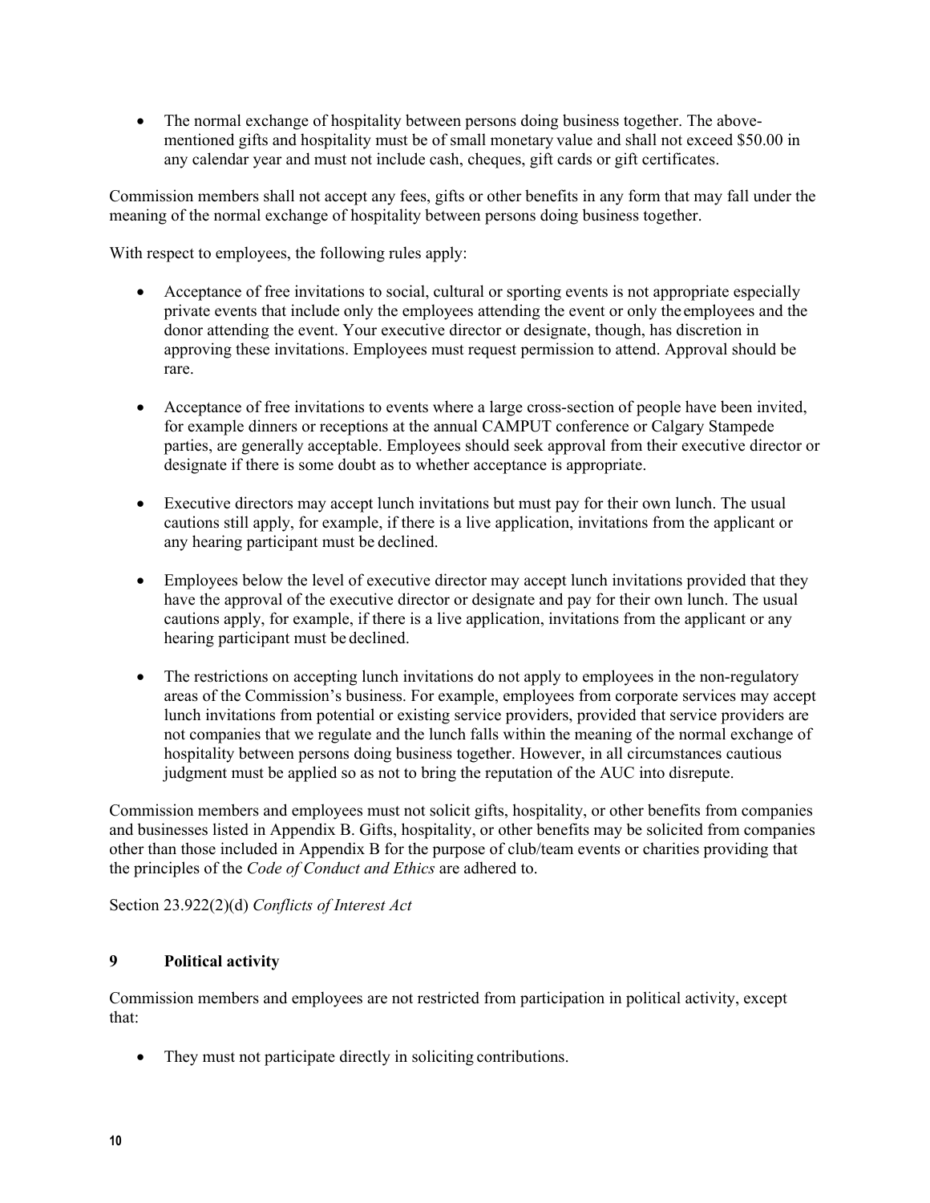- The normal exchange of hospitality between persons doing business together. The above-mentioned gifts and hospitality must be of small monetary value and shall not exceed $50.00 in any calendar year and must not include cash, cheques, gift cards or gift certificates.

Commission members shall not accept any fees, gifts or other benefits in any form that may fall under the meaning of the normal exchange of hospitality between persons doing business together.

With respect to employees, the following rules apply:

- Acceptance of free invitations to social, cultural or sporting events is not appropriate especially private events that include only the employees attending the event or only the employees and the donor attending the event. Your executive director or designate, though, has discretion in approving these invitations. Employees must request permission to attend. Approval should be rare.

- Acceptance of free invitations to events where a large cross-section of people have been invited, for example dinners or receptions at the annual CAMPUT conference or Calgary Stampede parties, are generally acceptable. Employees should seek approval from their executive director or designate if there is some doubt as to whether acceptance is appropriate.

- Executive directors may accept lunch invitations but must pay for their own lunch. The usual cautions still apply, for example, if there is a live application, invitations from the applicant or any hearing participant must be declined.

- Employees below the level of executive director may accept lunch invitations provided that they have the approval of the executive director or designate and pay for their own lunch. The usual cautions apply, for example, if there is a live application, invitations from the applicant or any hearing participant must be declined.

- The restrictions on accepting lunch invitations do not apply to employees in the non-regulatory areas of the Commission's business. For example, employees from corporate services may accept lunch invitations from potential or existing service providers, provided that service providers are not companies that we regulate and the lunch falls within the meaning of the normal exchange of hospitality between persons doing business together. However, in all circumstances cautious judgment must be applied so as not to bring the reputation of the AUC into disrepute.

Commission members and employees must not solicit gifts, hospitality, or other benefits from companies and businesses listed in Appendix B. Gifts, hospitality, or other benefits may be solicited from companies other than those included in Appendix B for the purpose of club/team events or charities providing that the principles of the *Code of Conduct and Ethics* are adhered to.

Section 23.922(2)(d) *Conflicts of Interest Act*

## 9 Political activity

Commission members and employees are not restricted from participation in political activity, except that:

- They must not participate directly in soliciting contributions.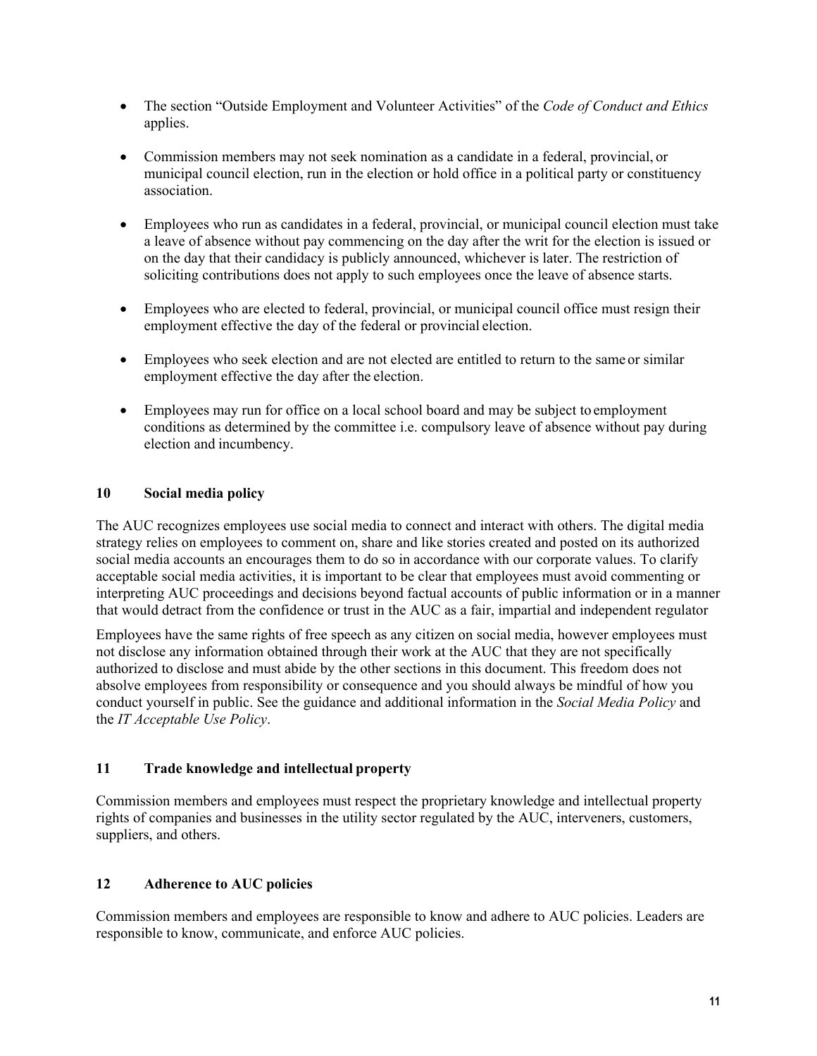- The section "Outside Employment and Volunteer Activities" of the *Code of Conduct and Ethics* applies.

- Commission members may not seek nomination as a candidate in a federal, provincial, or municipal council election, run in the election or hold office in a political party or constituency association.

- Employees who run as candidates in a federal, provincial, or municipal council election must take a leave of absence without pay commencing on the day after the writ for the election is issued or on the day that their candidacy is publicly announced, whichever is later. The restriction of soliciting contributions does not apply to such employees once the leave of absence starts.

- Employees who are elected to federal, provincial, or municipal council office must resign their employment effective the day of the federal or provincial election.

- Employees who seek election and are not elected are entitled to return to the same or similar employment effective the day after the election.

- Employees may run for office on a local school board and may be subject to employment conditions as determined by the committee i.e. compulsory leave of absence without pay during election and incumbency.

## 10 Social media policy

The AUC recognizes employees use social media to connect and interact with others. The digital media strategy relies on employees to comment on, share and like stories created and posted on its authorized social media accounts an encourages them to do so in accordance with our corporate values. To clarify acceptable social media activities, it is important to be clear that employees must avoid commenting or interpreting AUC proceedings and decisions beyond factual accounts of public information or in a manner that would detract from the confidence or trust in the AUC as a fair, impartial and independent regulator

Employees have the same rights of free speech as any citizen on social media, however employees must not disclose any information obtained through their work at the AUC that they are not specifically authorized to disclose and must abide by the other sections in this document. This freedom does not absolve employees from responsibility or consequence and you should always be mindful of how you conduct yourself in public. See the guidance and additional information in the *Social Media Policy* and the *IT Acceptable Use Policy*.

## 11 Trade knowledge and intellectual property

Commission members and employees must respect the proprietary knowledge and intellectual property rights of companies and businesses in the utility sector regulated by the AUC, interveners, customers, suppliers, and others.

## 12 Adherence to AUC policies

Commission members and employees are responsible to know and adhere to AUC policies. Leaders are responsible to know, communicate, and enforce AUC policies.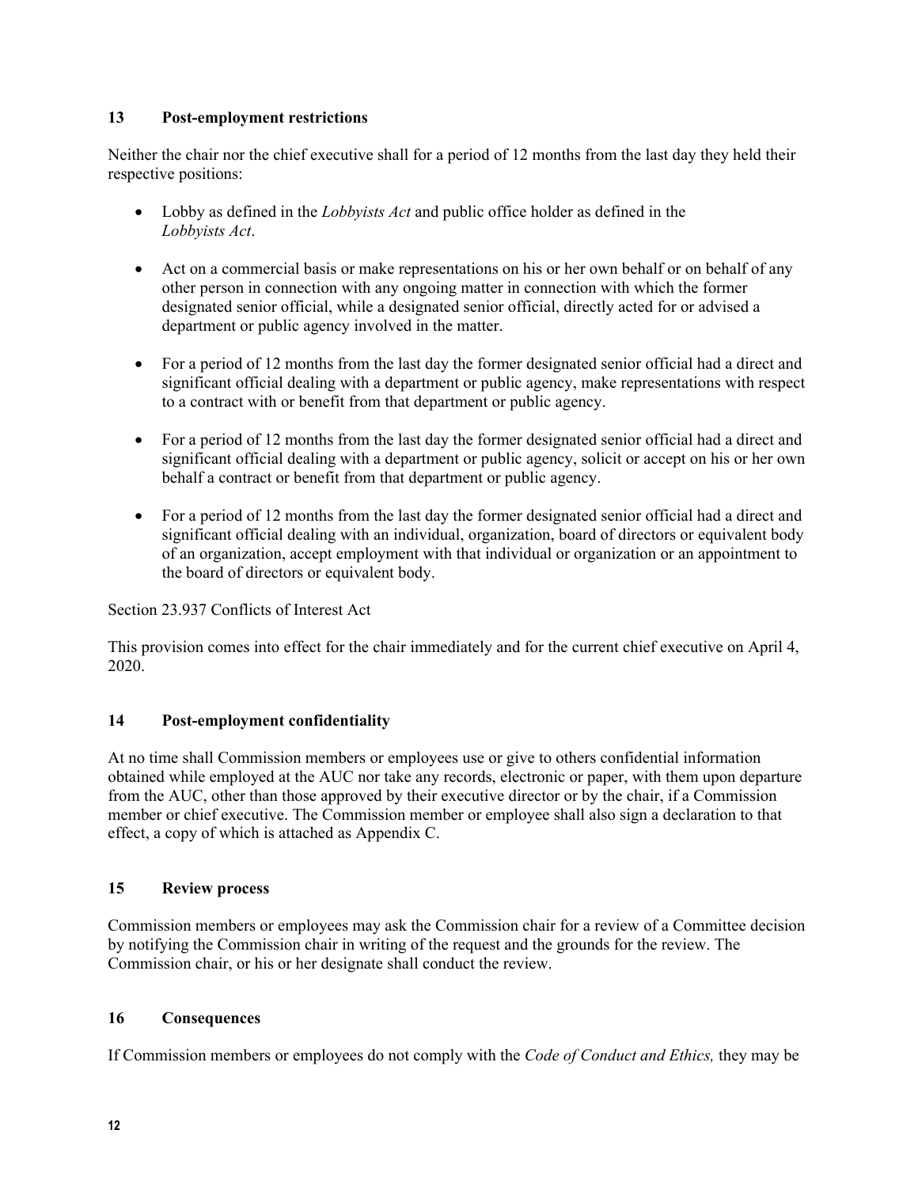## 13 Post-employment restrictions

Neither the chair nor the chief executive shall for a period of 12 months from the last day they held their respective positions:

- Lobby as defined in the *Lobbyists Act* and public office holder as defined in the *Lobbyists Act*.
- Act on a commercial basis or make representations on his or her own behalf or on behalf of any other person in connection with any ongoing matter in connection with which the former designated senior official, while a designated senior official, directly acted for or advised a department or public agency involved in the matter.
- For a period of 12 months from the last day the former designated senior official had a direct and significant official dealing with a department or public agency, make representations with respect to a contract with or benefit from that department or public agency.
- For a period of 12 months from the last day the former designated senior official had a direct and significant official dealing with a department or public agency, solicit or accept on his or her own behalf a contract or benefit from that department or public agency.
- For a period of 12 months from the last day the former designated senior official had a direct and significant official dealing with an individual, organization, board of directors or equivalent body of an organization, accept employment with that individual or organization or an appointment to the board of directors or equivalent body.

Section 23.937 Conflicts of Interest Act

This provision comes into effect for the chair immediately and for the current chief executive on April 4, 2020.

## 14 Post-employment confidentiality

At no time shall Commission members or employees use or give to others confidential information obtained while employed at the AUC nor take any records, electronic or paper, with them upon departure from the AUC, other than those approved by their executive director or by the chair, if a Commission member or chief executive. The Commission member or employee shall also sign a declaration to that effect, a copy of which is attached as Appendix C.

## 15 Review process

Commission members or employees may ask the Commission chair for a review of a Committee decision by notifying the Commission chair in writing of the request and the grounds for the review. The Commission chair, or his or her designate shall conduct the review.

## 16 Consequences

If Commission members or employees do not comply with the *Code of Conduct and Ethics,* they may be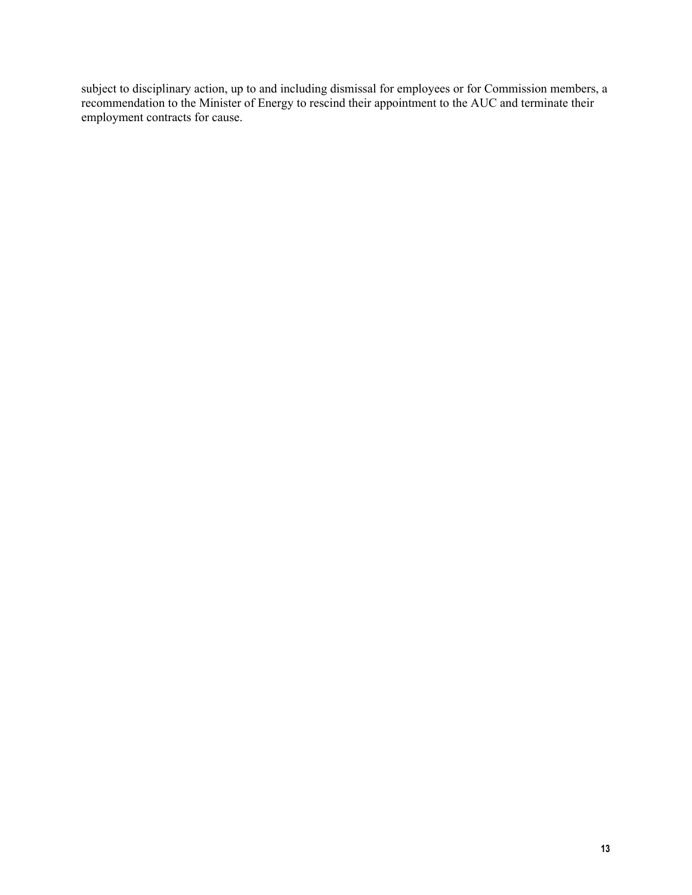subject to disciplinary action, up to and including dismissal for employees or for Commission members, a recommendation to the Minister of Energy to rescind their appointment to the AUC and terminate their employment contracts for cause.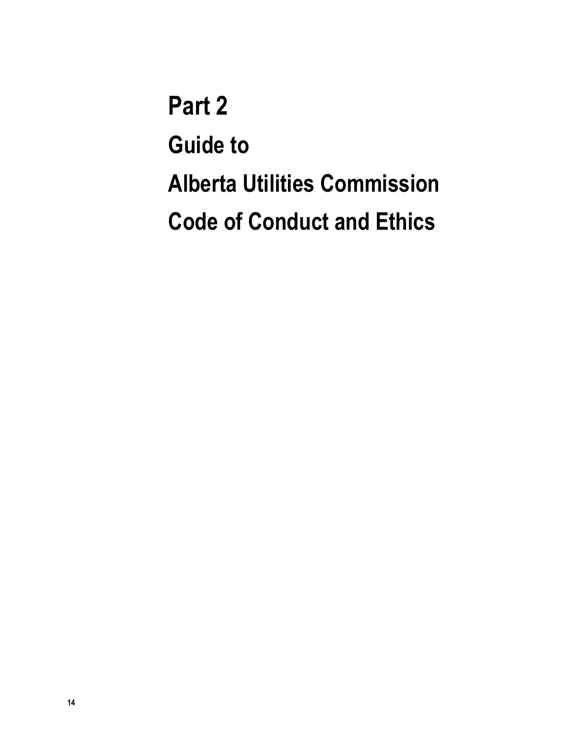# Part 2

# Guide to

# Alberta Utilities Commission

# Code of Conduct and Ethics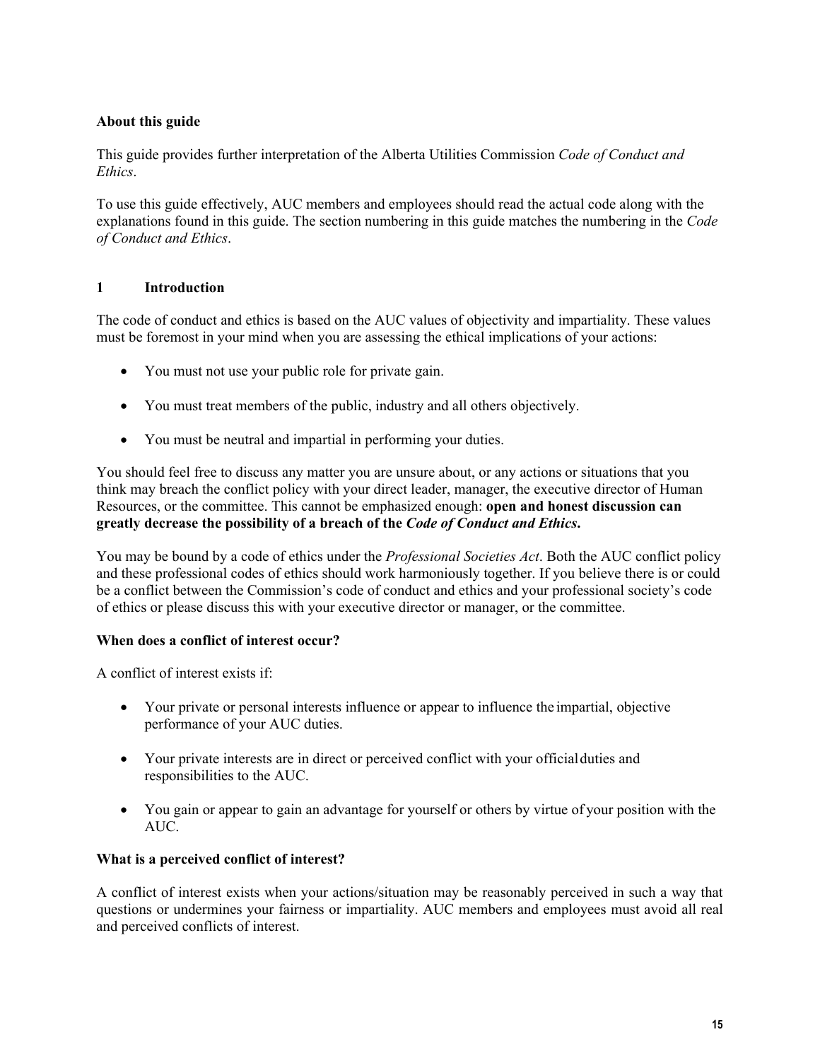**About this guide**

This guide provides further interpretation of the Alberta Utilities Commission *Code of Conduct and Ethics*.

To use this guide effectively, AUC members and employees should read the actual code along with the explanations found in this guide. The section numbering in this guide matches the numbering in the *Code of Conduct and Ethics*.

## 1 Introduction

The code of conduct and ethics is based on the AUC values of objectivity and impartiality. These values must be foremost in your mind when you are assessing the ethical implications of your actions:

- You must not use your public role for private gain.
- You must treat members of the public, industry and all others objectively.
- You must be neutral and impartial in performing your duties.

You should feel free to discuss any matter you are unsure about, or any actions or situations that you think may breach the conflict policy with your direct leader, manager, the executive director of Human Resources, or the committee. This cannot be emphasized enough: **open and honest discussion can greatly decrease the possibility of a breach of the *Code of Conduct and Ethics*.**

You may be bound by a code of ethics under the *Professional Societies Act*. Both the AUC conflict policy and these professional codes of ethics should work harmoniously together. If you believe there is or could be a conflict between the Commission's code of conduct and ethics and your professional society's code of ethics or please discuss this with your executive director or manager, or the committee.

**When does a conflict of interest occur?**

A conflict of interest exists if:

- Your private or personal interests influence or appear to influence the impartial, objective performance of your AUC duties.
- Your private interests are in direct or perceived conflict with your official duties and responsibilities to the AUC.
- You gain or appear to gain an advantage for yourself or others by virtue of your position with the AUC.

**What is a perceived conflict of interest?**

A conflict of interest exists when your actions/situation may be reasonably perceived in such a way that questions or undermines your fairness or impartiality. AUC members and employees must avoid all real and perceived conflicts of interest.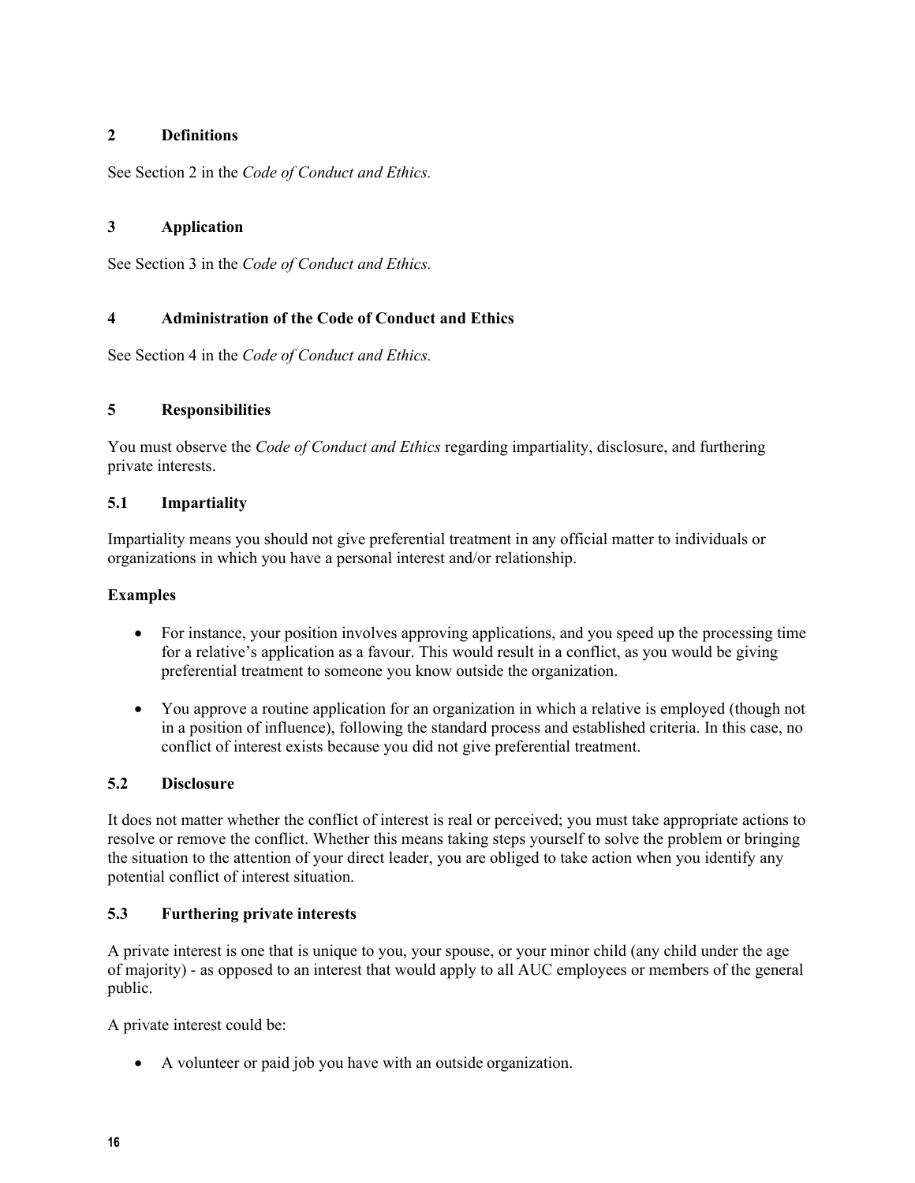## 2 Definitions

See Section 2 in the *Code of Conduct and Ethics.*

## 3 Application

See Section 3 in the *Code of Conduct and Ethics.*

## 4 Administration of the Code of Conduct and Ethics

See Section 4 in the *Code of Conduct and Ethics.*

## 5 Responsibilities

You must observe the *Code of Conduct and Ethics* regarding impartiality, disclosure, and furthering private interests.

### 5.1 Impartiality

Impartiality means you should not give preferential treatment in any official matter to individuals or organizations in which you have a personal interest and/or relationship.

**Examples**

- For instance, your position involves approving applications, and you speed up the processing time for a relative's application as a favour. This would result in a conflict, as you would be giving preferential treatment to someone you know outside the organization.
- You approve a routine application for an organization in which a relative is employed (though not in a position of influence), following the standard process and established criteria. In this case, no conflict of interest exists because you did not give preferential treatment.

### 5.2 Disclosure

It does not matter whether the conflict of interest is real or perceived; you must take appropriate actions to resolve or remove the conflict. Whether this means taking steps yourself to solve the problem or bringing the situation to the attention of your direct leader, you are obliged to take action when you identify any potential conflict of interest situation.

### 5.3 Furthering private interests

A private interest is one that is unique to you, your spouse, or your minor child (any child under the age of majority) - as opposed to an interest that would apply to all AUC employees or members of the general public.

A private interest could be:

- A volunteer or paid job you have with an outside organization.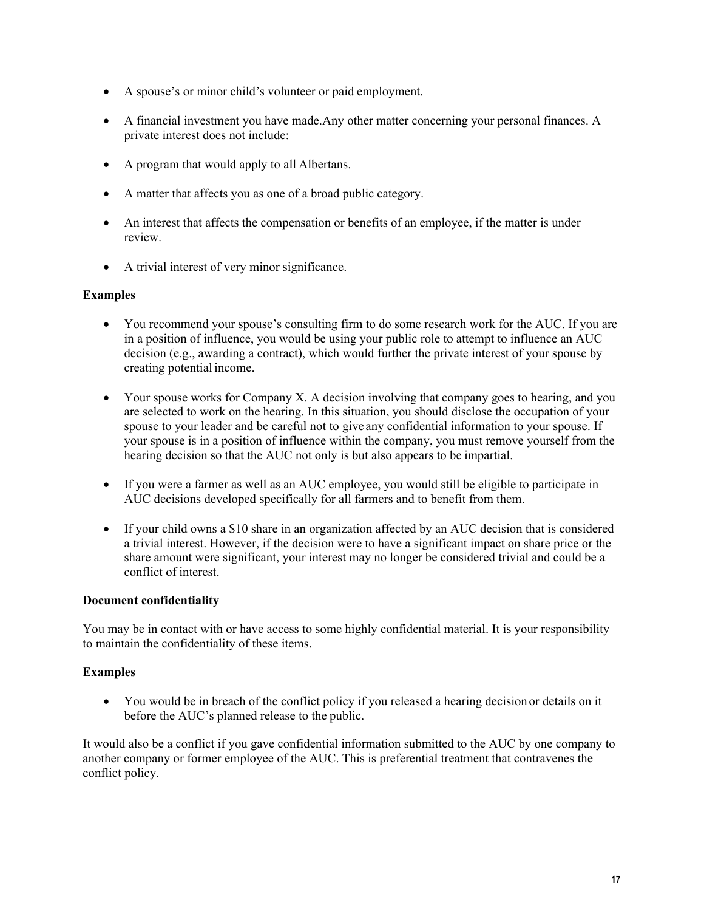- A spouse's or minor child's volunteer or paid employment.
- A financial investment you have made.Any other matter concerning your personal finances. A private interest does not include:
- A program that would apply to all Albertans.
- A matter that affects you as one of a broad public category.
- An interest that affects the compensation or benefits of an employee, if the matter is under review.
- A trivial interest of very minor significance.

**Examples**

- You recommend your spouse's consulting firm to do some research work for the AUC. If you are in a position of influence, you would be using your public role to attempt to influence an AUC decision (e.g., awarding a contract), which would further the private interest of your spouse by creating potential income.
- Your spouse works for Company X. A decision involving that company goes to hearing, and you are selected to work on the hearing. In this situation, you should disclose the occupation of your spouse to your leader and be careful not to give any confidential information to your spouse. If your spouse is in a position of influence within the company, you must remove yourself from the hearing decision so that the AUC not only is but also appears to be impartial.
- If you were a farmer as well as an AUC employee, you would still be eligible to participate in AUC decisions developed specifically for all farmers and to benefit from them.
- If your child owns a $10 share in an organization affected by an AUC decision that is considered a trivial interest. However, if the decision were to have a significant impact on share price or the share amount were significant, your interest may no longer be considered trivial and could be a conflict of interest.

**Document confidentiality**

You may be in contact with or have access to some highly confidential material. It is your responsibility to maintain the confidentiality of these items.

**Examples**

- You would be in breach of the conflict policy if you released a hearing decision or details on it before the AUC's planned release to the public.

It would also be a conflict if you gave confidential information submitted to the AUC by one company to another company or former employee of the AUC. This is preferential treatment that contravenes the conflict policy.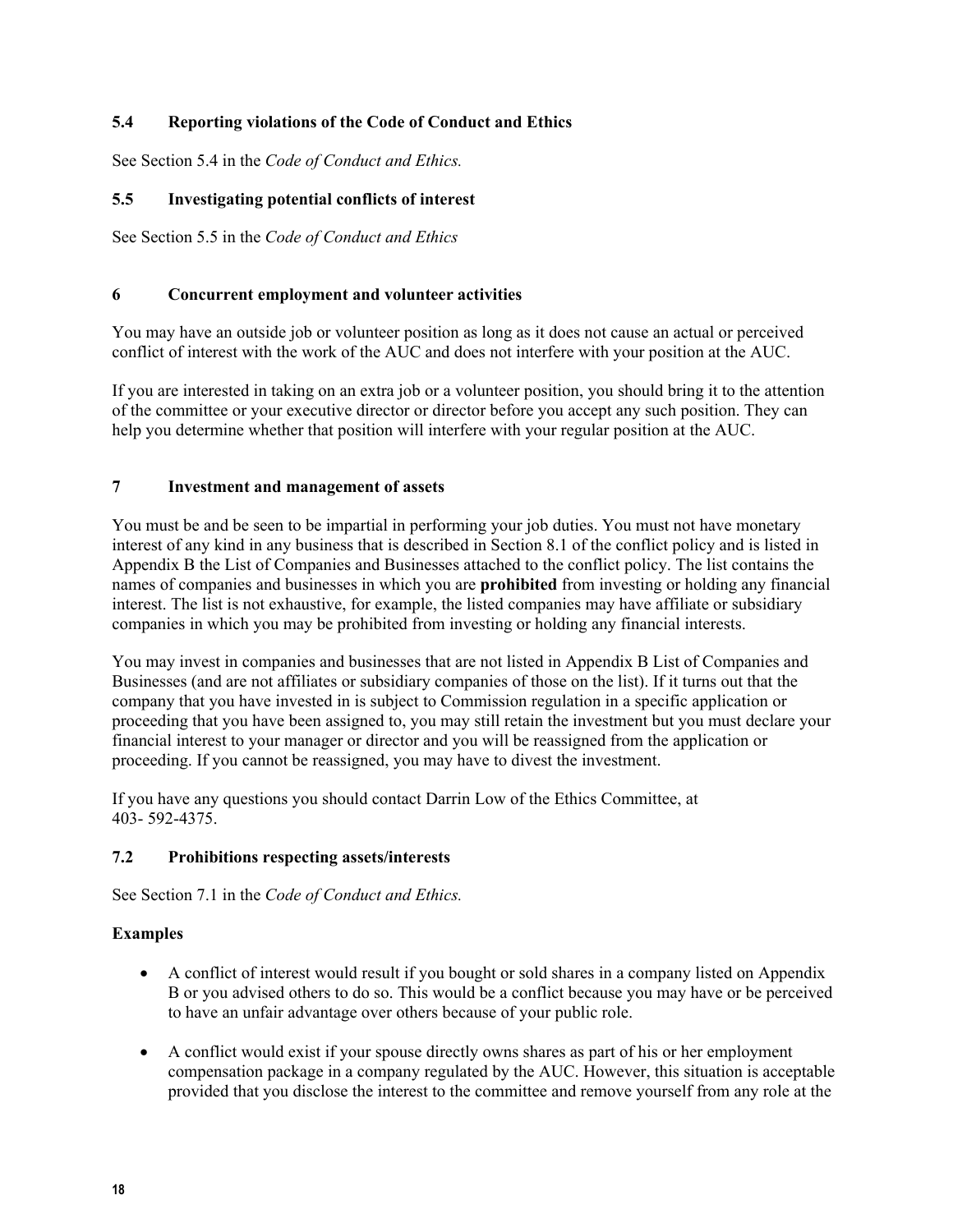### 5.4 Reporting violations of the Code of Conduct and Ethics

See Section 5.4 in the *Code of Conduct and Ethics.*

### 5.5 Investigating potential conflicts of interest

See Section 5.5 in the *Code of Conduct and Ethics*

## 6 Concurrent employment and volunteer activities

You may have an outside job or volunteer position as long as it does not cause an actual or perceived conflict of interest with the work of the AUC and does not interfere with your position at the AUC.

If you are interested in taking on an extra job or a volunteer position, you should bring it to the attention of the committee or your executive director or director before you accept any such position. They can help you determine whether that position will interfere with your regular position at the AUC.

## 7 Investment and management of assets

You must be and be seen to be impartial in performing your job duties. You must not have monetary interest of any kind in any business that is described in Section 8.1 of the conflict policy and is listed in Appendix B the List of Companies and Businesses attached to the conflict policy. The list contains the names of companies and businesses in which you are **prohibited** from investing or holding any financial interest. The list is not exhaustive, for example, the listed companies may have affiliate or subsidiary companies in which you may be prohibited from investing or holding any financial interests.

You may invest in companies and businesses that are not listed in Appendix B List of Companies and Businesses (and are not affiliates or subsidiary companies of those on the list). If it turns out that the company that you have invested in is subject to Commission regulation in a specific application or proceeding that you have been assigned to, you may still retain the investment but you must declare your financial interest to your manager or director and you will be reassigned from the application or proceeding. If you cannot be reassigned, you may have to divest the investment.

If you have any questions you should contact Darrin Low of the Ethics Committee, at 403- 592-4375.

### 7.2 Prohibitions respecting assets/interests

See Section 7.1 in the *Code of Conduct and Ethics.*

**Examples**

- A conflict of interest would result if you bought or sold shares in a company listed on Appendix B or you advised others to do so. This would be a conflict because you may have or be perceived to have an unfair advantage over others because of your public role.
- A conflict would exist if your spouse directly owns shares as part of his or her employment compensation package in a company regulated by the AUC. However, this situation is acceptable provided that you disclose the interest to the committee and remove yourself from any role at the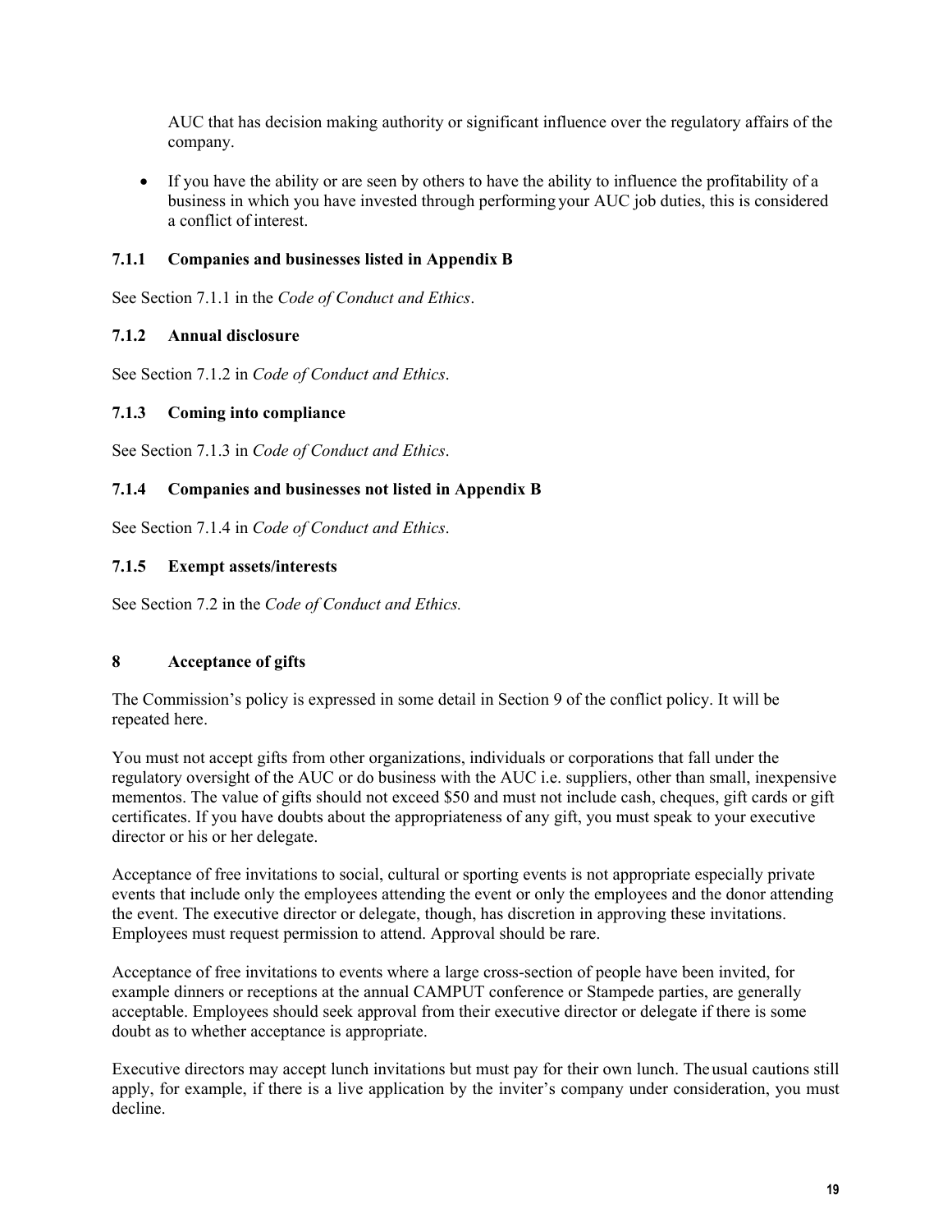AUC that has decision making authority or significant influence over the regulatory affairs of the company.

- If you have the ability or are seen by others to have the ability to influence the profitability of a business in which you have invested through performing your AUC job duties, this is considered a conflict of interest.

### 7.1.1 Companies and businesses listed in Appendix B

See Section 7.1.1 in the *Code of Conduct and Ethics*.

### 7.1.2 Annual disclosure

See Section 7.1.2 in *Code of Conduct and Ethics*.

### 7.1.3 Coming into compliance

See Section 7.1.3 in *Code of Conduct and Ethics*.

### 7.1.4 Companies and businesses not listed in Appendix B

See Section 7.1.4 in *Code of Conduct and Ethics*.

### 7.1.5 Exempt assets/interests

See Section 7.2 in the *Code of Conduct and Ethics.*

## 8 Acceptance of gifts

The Commission's policy is expressed in some detail in Section 9 of the conflict policy. It will be repeated here.

You must not accept gifts from other organizations, individuals or corporations that fall under the regulatory oversight of the AUC or do business with the AUC i.e. suppliers, other than small, inexpensive mementos. The value of gifts should not exceed $50 and must not include cash, cheques, gift cards or gift certificates. If you have doubts about the appropriateness of any gift, you must speak to your executive director or his or her delegate.

Acceptance of free invitations to social, cultural or sporting events is not appropriate especially private events that include only the employees attending the event or only the employees and the donor attending the event. The executive director or delegate, though, has discretion in approving these invitations. Employees must request permission to attend. Approval should be rare.

Acceptance of free invitations to events where a large cross-section of people have been invited, for example dinners or receptions at the annual CAMPUT conference or Stampede parties, are generally acceptable. Employees should seek approval from their executive director or delegate if there is some doubt as to whether acceptance is appropriate.

Executive directors may accept lunch invitations but must pay for their own lunch. The usual cautions still apply, for example, if there is a live application by the inviter's company under consideration, you must decline.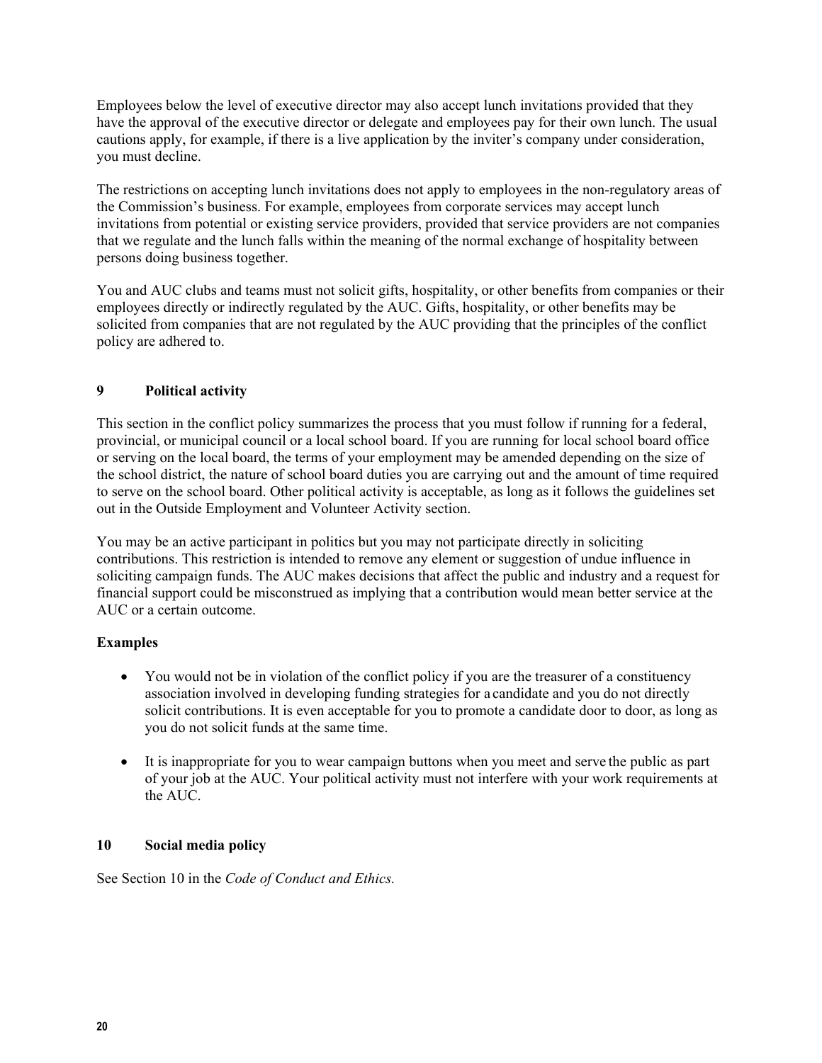Employees below the level of executive director may also accept lunch invitations provided that they have the approval of the executive director or delegate and employees pay for their own lunch. The usual cautions apply, for example, if there is a live application by the inviter's company under consideration, you must decline.

The restrictions on accepting lunch invitations does not apply to employees in the non-regulatory areas of the Commission's business. For example, employees from corporate services may accept lunch invitations from potential or existing service providers, provided that service providers are not companies that we regulate and the lunch falls within the meaning of the normal exchange of hospitality between persons doing business together.

You and AUC clubs and teams must not solicit gifts, hospitality, or other benefits from companies or their employees directly or indirectly regulated by the AUC. Gifts, hospitality, or other benefits may be solicited from companies that are not regulated by the AUC providing that the principles of the conflict policy are adhered to.

## 9 Political activity

This section in the conflict policy summarizes the process that you must follow if running for a federal, provincial, or municipal council or a local school board. If you are running for local school board office or serving on the local board, the terms of your employment may be amended depending on the size of the school district, the nature of school board duties you are carrying out and the amount of time required to serve on the school board. Other political activity is acceptable, as long as it follows the guidelines set out in the Outside Employment and Volunteer Activity section.

You may be an active participant in politics but you may not participate directly in soliciting contributions. This restriction is intended to remove any element or suggestion of undue influence in soliciting campaign funds. The AUC makes decisions that affect the public and industry and a request for financial support could be misconstrued as implying that a contribution would mean better service at the AUC or a certain outcome.

**Examples**

- You would not be in violation of the conflict policy if you are the treasurer of a constituency association involved in developing funding strategies for a candidate and you do not directly solicit contributions. It is even acceptable for you to promote a candidate door to door, as long as you do not solicit funds at the same time.
- It is inappropriate for you to wear campaign buttons when you meet and serve the public as part of your job at the AUC. Your political activity must not interfere with your work requirements at the AUC.

## 10 Social media policy

See Section 10 in the *Code of Conduct and Ethics.*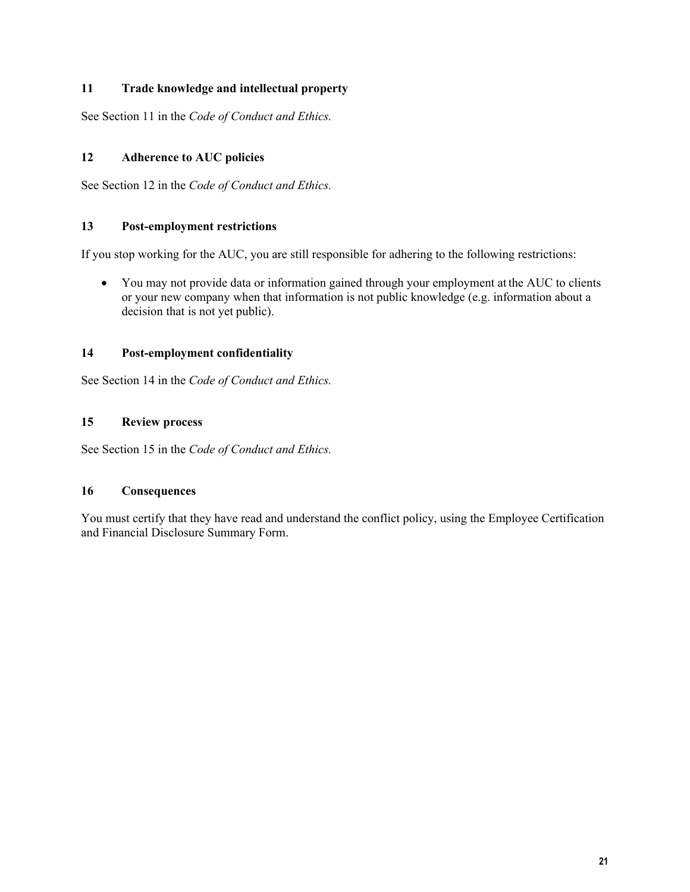## 11 Trade knowledge and intellectual property

See Section 11 in the *Code of Conduct and Ethics.*

## 12 Adherence to AUC policies

See Section 12 in the *Code of Conduct and Ethics.*

## 13 Post-employment restrictions

If you stop working for the AUC, you are still responsible for adhering to the following restrictions:

- You may not provide data or information gained through your employment at the AUC to clients or your new company when that information is not public knowledge (e.g. information about a decision that is not yet public).

## 14 Post-employment confidentiality

See Section 14 in the *Code of Conduct and Ethics.*

## 15 Review process

See Section 15 in the *Code of Conduct and Ethics.*

## 16 Consequences

You must certify that they have read and understand the conflict policy, using the Employee Certification and Financial Disclosure Summary Form.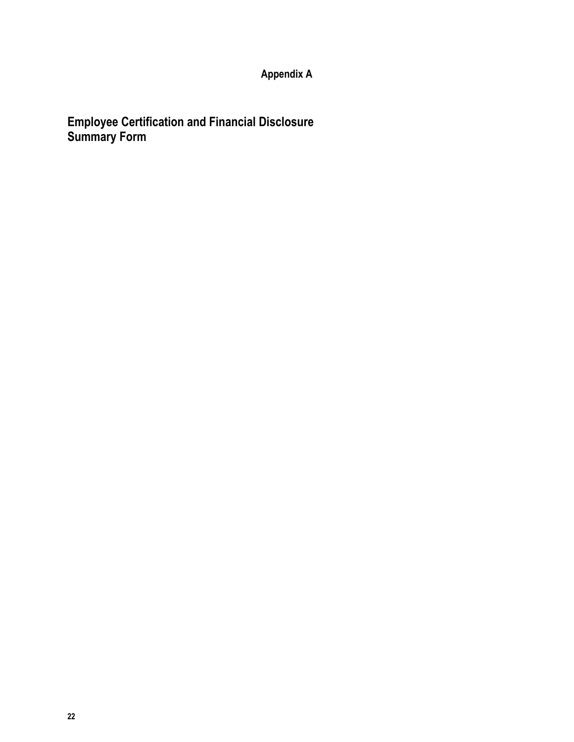## Appendix A

# Employee Certification and Financial Disclosure Summary Form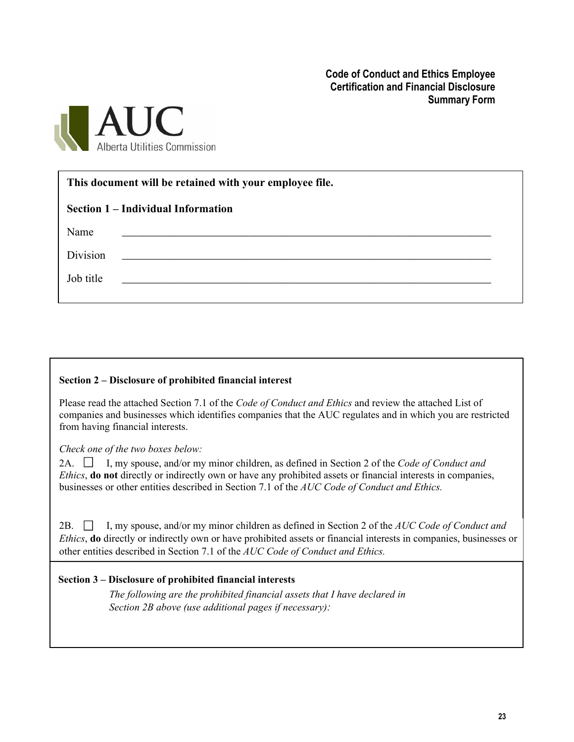**Code of Conduct and Ethics Employee Certification and Financial Disclosure Summary Form**

AUC
Alberta Utilities Commission

**This document will be retained with your employee file.**

**Section 1 – Individual Information**

Name ______________________________________________________________________

Division ______________________________________________________________________

Job title ______________________________________________________________________

**Section 2 – Disclosure of prohibited financial interest**

Please read the attached Section 7.1 of the *Code of Conduct and Ethics* and review the attached List of companies and businesses which identifies companies that the AUC regulates and in which you are restricted from having financial interests.

*Check one of the two boxes below:*

2A. ☐ I, my spouse, and/or my minor children, as defined in Section 2 of the *Code of Conduct and Ethics*, **do not** directly or indirectly own or have any prohibited assets or financial interests in companies, businesses or other entities described in Section 7.1 of the *AUC Code of Conduct and Ethics.*

2B. ☐ I, my spouse, and/or my minor children as defined in Section 2 of the *AUC Code of Conduct and Ethics*, **do** directly or indirectly own or have prohibited assets or financial interests in companies, businesses or other entities described in Section 7.1 of the *AUC Code of Conduct and Ethics.*

**Section 3 – Disclosure of prohibited financial interests**

*The following are the prohibited financial assets that I have declared in Section 2B above (use additional pages if necessary):*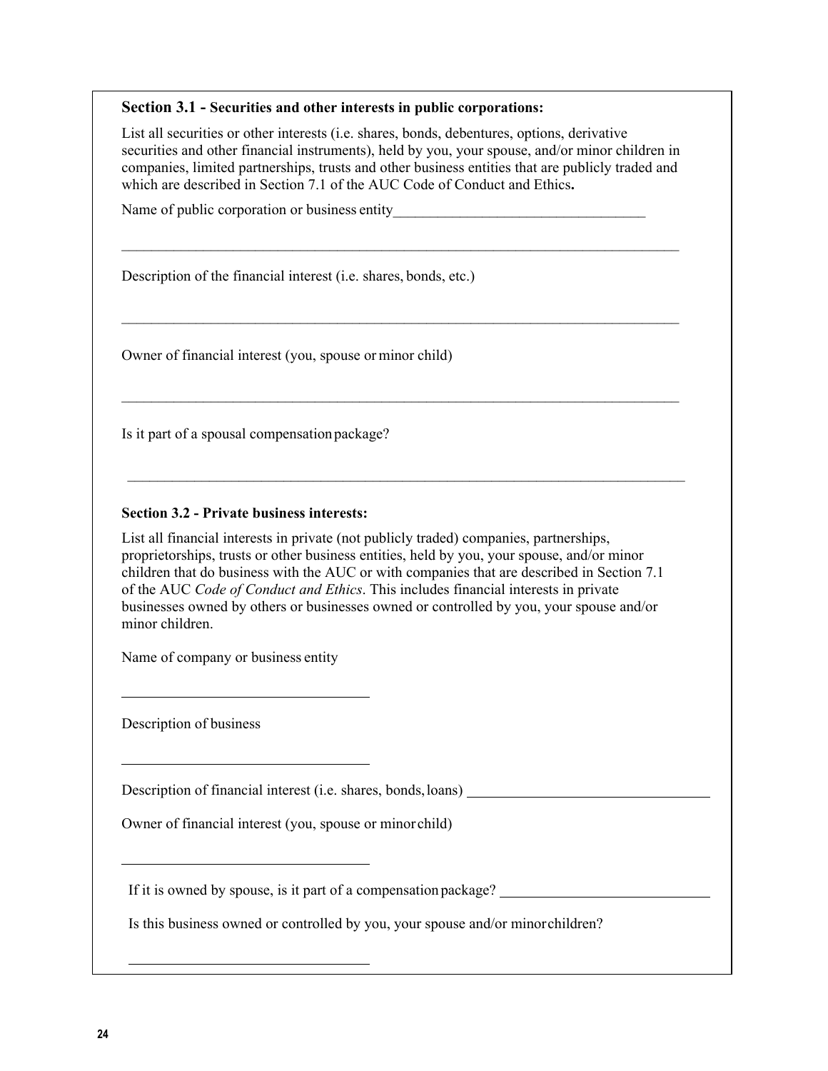**Section 3.1 - Securities and other interests in public corporations:**

List all securities or other interests (i.e. shares, bonds, debentures, options, derivative securities and other financial instruments), held by you, your spouse, and/or minor children in companies, limited partnerships, trusts and other business entities that are publicly traded and which are described in Section 7.1 of the AUC Code of Conduct and Ethics**.**

Name of public corporation or business entity___________________________________

_______________________________________________________________________________

Description of the financial interest (i.e. shares, bonds, etc.)

_______________________________________________________________________________

Owner of financial interest (you, spouse or minor child)

_______________________________________________________________________________

Is it part of a spousal compensation package?

_______________________________________________________________________________

**Section 3.2 - Private business interests:**

List all financial interests in private (not publicly traded) companies, partnerships, proprietorships, trusts or other business entities, held by you, your spouse, and/or minor children that do business with the AUC or with companies that are described in Section 7.1 of the AUC *Code of Conduct and Ethics*. This includes financial interests in private businesses owned by others or businesses owned or controlled by you, your spouse and/or minor children.

Name of company or business entity

_________________________________

Description of business

_________________________________

Description of financial interest (i.e. shares, bonds, loans) _________________________________

Owner of financial interest (you, spouse or minor child)

_________________________________

If it is owned by spouse, is it part of a compensation package? ____________________________

Is this business owned or controlled by you, your spouse and/or minor children?

_________________________________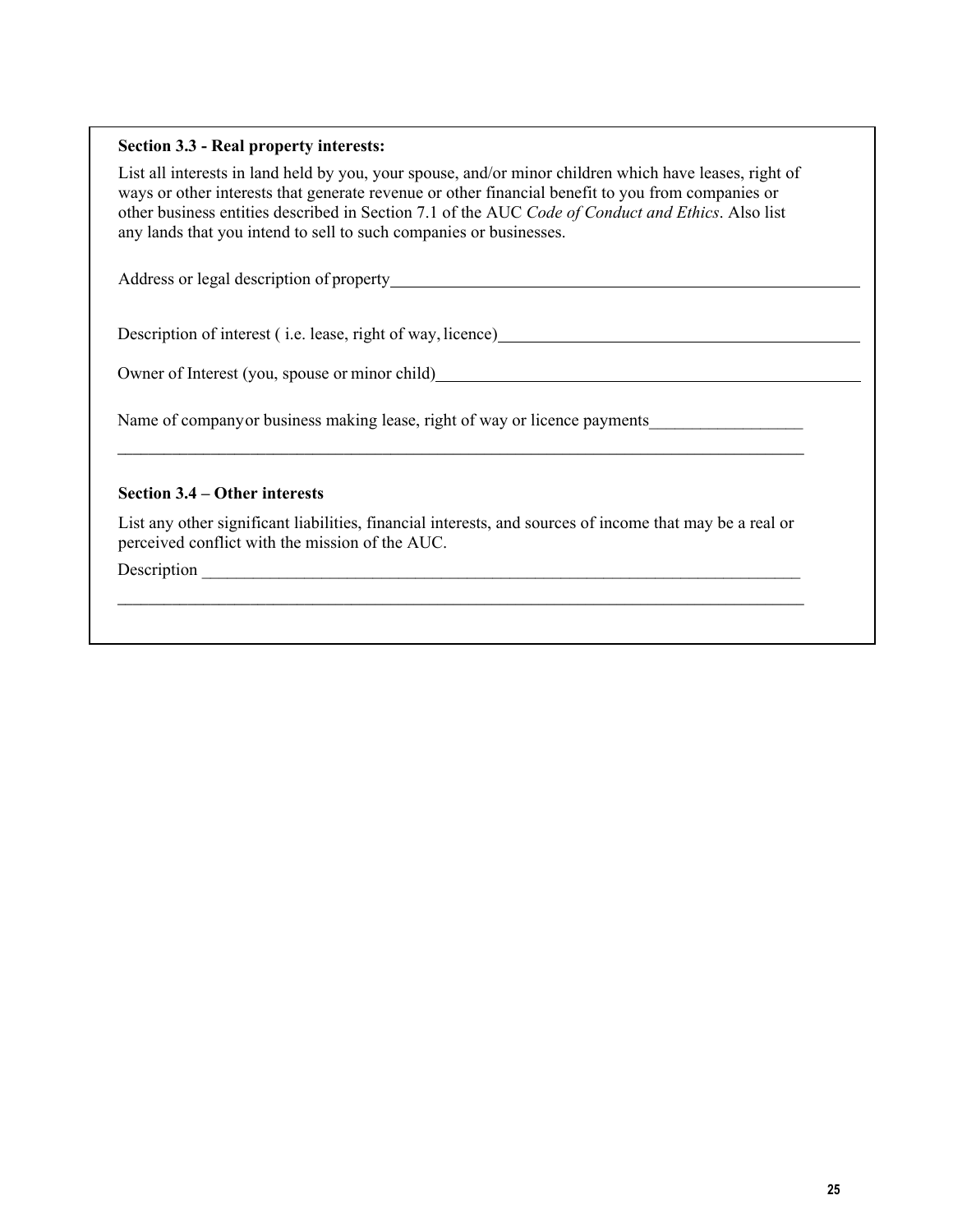**Section 3.3 - Real property interests:**

List all interests in land held by you, your spouse, and/or minor children which have leases, right of ways or other interests that generate revenue or other financial benefit to you from companies or other business entities described in Section 7.1 of the AUC *Code of Conduct and Ethics*. Also list any lands that you intend to sell to such companies or businesses.

Address or legal description of property\_\_\_\_\_\_\_\_\_\_\_\_\_\_\_\_\_\_\_\_\_\_\_\_\_\_\_\_\_\_\_\_\_\_\_\_\_\_\_\_\_\_\_\_

Description of interest ( i.e. lease, right of way, licence)\_\_\_\_\_\_\_\_\_\_\_\_\_\_\_\_\_\_\_\_\_\_\_\_\_\_\_\_\_\_\_\_\_\_

Owner of Interest (you, spouse or minor child)\_\_\_\_\_\_\_\_\_\_\_\_\_\_\_\_\_\_\_\_\_\_\_\_\_\_\_\_\_\_\_\_\_\_\_\_\_\_\_

Name of company or business making lease, right of way or licence payments\_\_\_\_\_\_\_\_\_\_\_\_\_\_\_\_\_\_

\_\_\_\_\_\_\_\_\_\_\_\_\_\_\_\_\_\_\_\_\_\_\_\_\_\_\_\_\_\_\_\_\_\_\_\_\_\_\_\_\_\_\_\_\_\_\_\_\_\_\_\_\_\_\_\_\_\_\_\_\_\_\_\_\_\_\_\_\_\_\_\_\_\_\_\_\_\_\_\_\_\_

**Section 3.4 – Other interests**

List any other significant liabilities, financial interests, and sources of income that may be a real or perceived conflict with the mission of the AUC.

Description \_\_\_\_\_\_\_\_\_\_\_\_\_\_\_\_\_\_\_\_\_\_\_\_\_\_\_\_\_\_\_\_\_\_\_\_\_\_\_\_\_\_\_\_\_\_\_\_\_\_\_\_\_\_\_\_\_\_\_\_\_\_\_\_\_\_\_\_\_\_\_\_

\_\_\_\_\_\_\_\_\_\_\_\_\_\_\_\_\_\_\_\_\_\_\_\_\_\_\_\_\_\_\_\_\_\_\_\_\_\_\_\_\_\_\_\_\_\_\_\_\_\_\_\_\_\_\_\_\_\_\_\_\_\_\_\_\_\_\_\_\_\_\_\_\_\_\_\_\_\_\_\_\_\_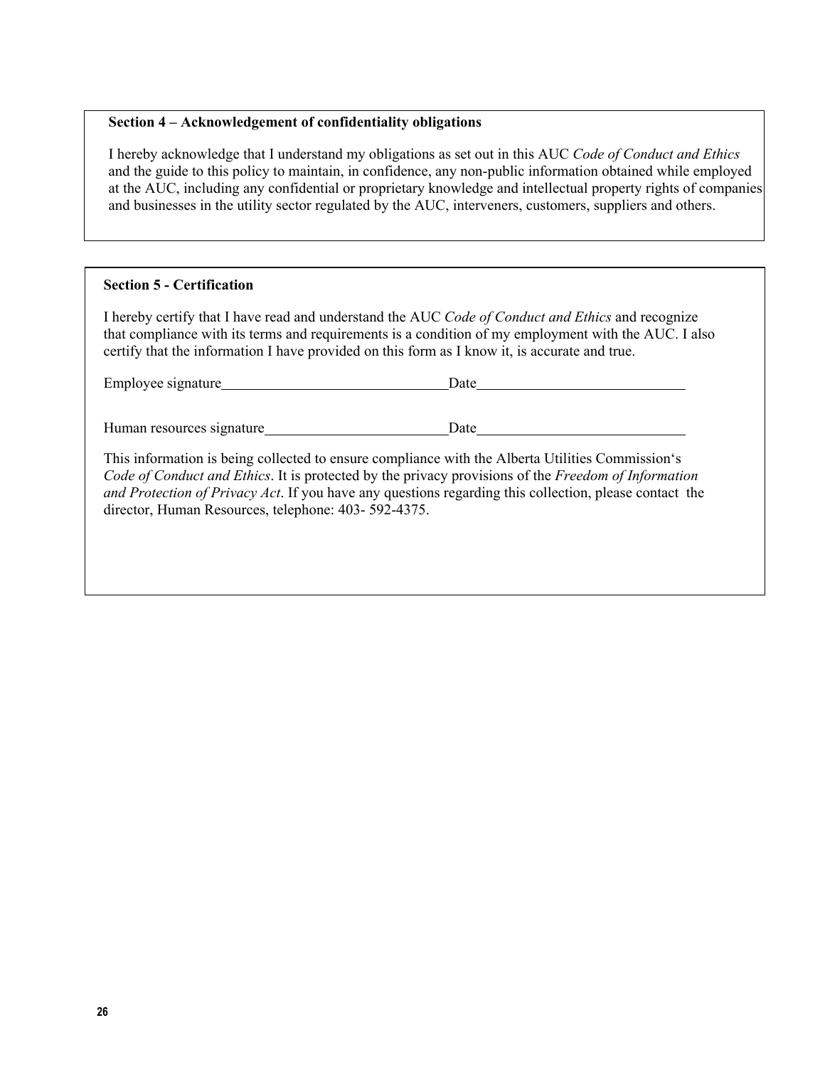**Section 4 – Acknowledgement of confidentiality obligations**

I hereby acknowledge that I understand my obligations as set out in this AUC *Code of Conduct and Ethics* and the guide to this policy to maintain, in confidence, any non-public information obtained while employed at the AUC, including any confidential or proprietary knowledge and intellectual property rights of companies and businesses in the utility sector regulated by the AUC, interveners, customers, suppliers and others.

**Section 5 - Certification**

I hereby certify that I have read and understand the AUC *Code of Conduct and Ethics* and recognize that compliance with its terms and requirements is a condition of my employment with the AUC. I also certify that the information I have provided on this form as I know it, is accurate and true.

Employee signature________________________________ Date______________________________

Human resources signature__________________________ Date______________________________

This information is being collected to ensure compliance with the Alberta Utilities Commission's *Code of Conduct and Ethics*. It is protected by the privacy provisions of the *Freedom of Information and Protection of Privacy Act*. If you have any questions regarding this collection, please contact the director, Human Resources, telephone: 403- 592-4375.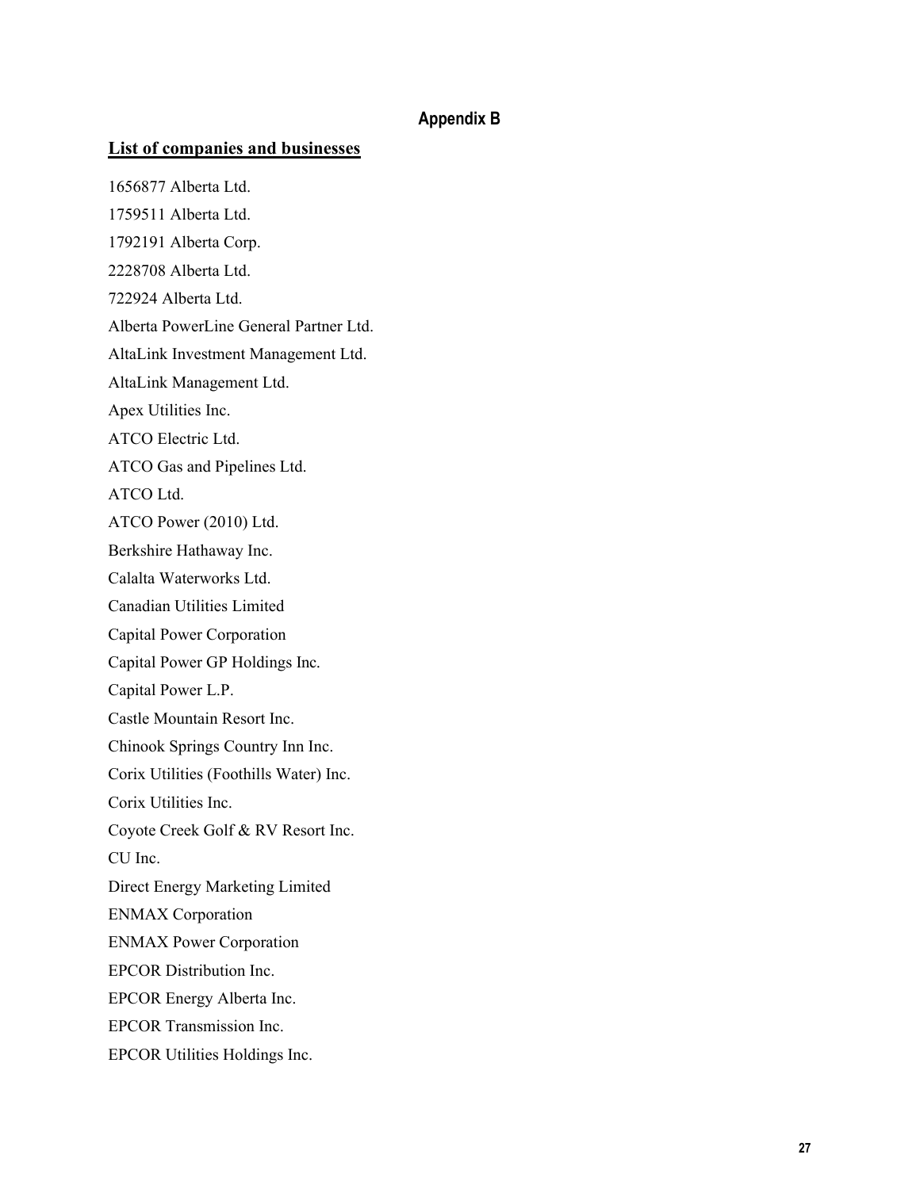## Appendix B

**List of companies and businesses**

1656877 Alberta Ltd.

1759511 Alberta Ltd.

1792191 Alberta Corp.

2228708 Alberta Ltd.

722924 Alberta Ltd.

Alberta PowerLine General Partner Ltd.

AltaLink Investment Management Ltd.

AltaLink Management Ltd.

Apex Utilities Inc.

ATCO Electric Ltd.

ATCO Gas and Pipelines Ltd.

ATCO Ltd.

ATCO Power (2010) Ltd.

Berkshire Hathaway Inc.

Calalta Waterworks Ltd.

Canadian Utilities Limited

Capital Power Corporation

Capital Power GP Holdings Inc.

Capital Power L.P.

Castle Mountain Resort Inc.

Chinook Springs Country Inn Inc.

Corix Utilities (Foothills Water) Inc.

Corix Utilities Inc.

Coyote Creek Golf & RV Resort Inc.

CU Inc.

Direct Energy Marketing Limited

ENMAX Corporation

ENMAX Power Corporation

EPCOR Distribution Inc.

EPCOR Energy Alberta Inc.

EPCOR Transmission Inc.

EPCOR Utilities Holdings Inc.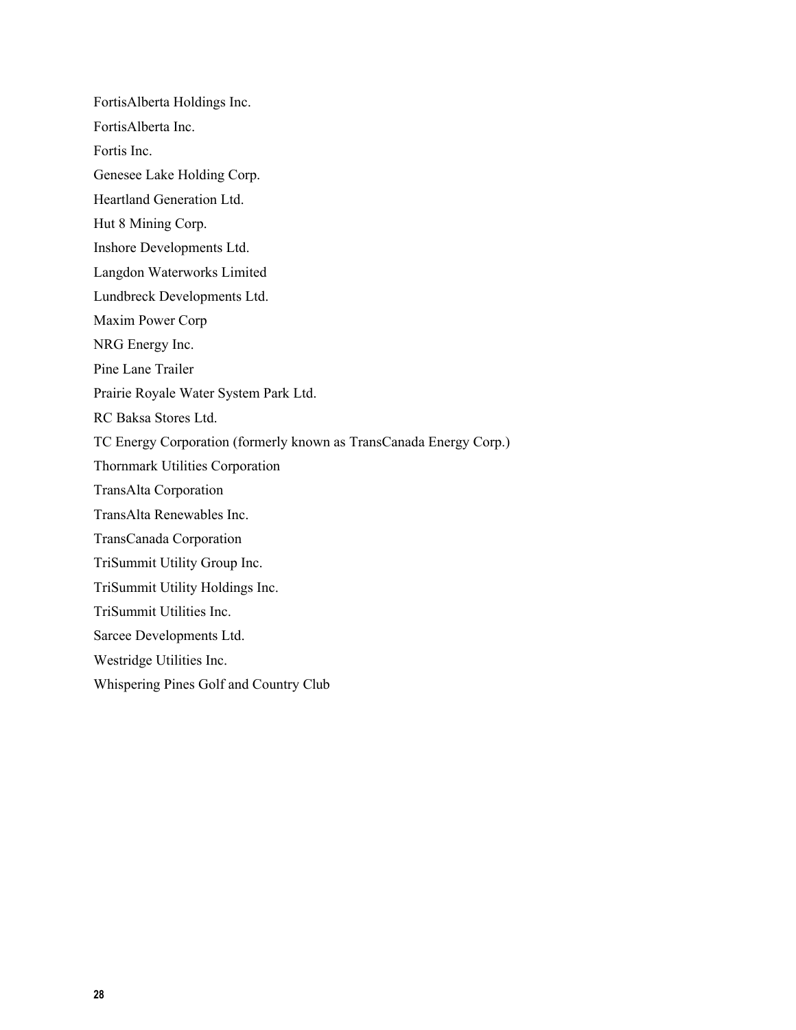FortisAlberta Holdings Inc.

FortisAlberta Inc.

Fortis Inc.

Genesee Lake Holding Corp.

Heartland Generation Ltd.

Hut 8 Mining Corp.

Inshore Developments Ltd.

Langdon Waterworks Limited

Lundbreck Developments Ltd.

Maxim Power Corp

NRG Energy Inc.

Pine Lane Trailer

Prairie Royale Water System Park Ltd.

RC Baksa Stores Ltd.

TC Energy Corporation (formerly known as TransCanada Energy Corp.)

Thornmark Utilities Corporation

TransAlta Corporation

TransAlta Renewables Inc.

TransCanada Corporation

TriSummit Utility Group Inc.

TriSummit Utility Holdings Inc.

TriSummit Utilities Inc.

Sarcee Developments Ltd.

Westridge Utilities Inc.

Whispering Pines Golf and Country Club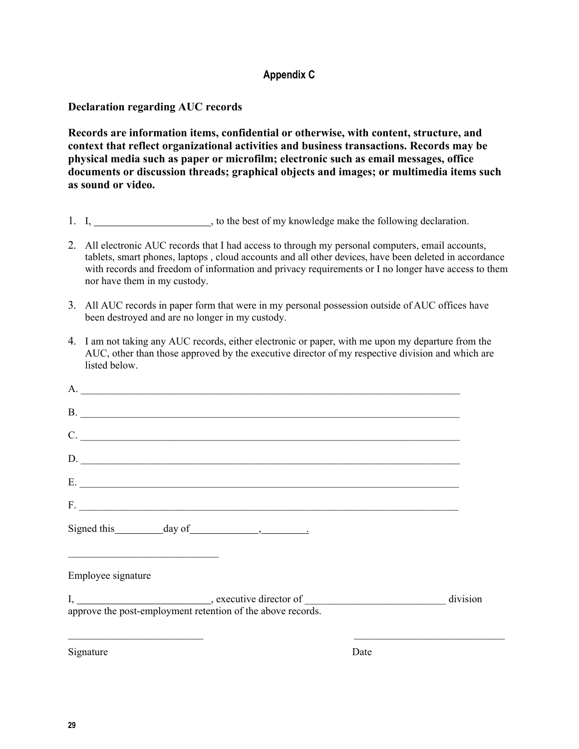## Appendix C

**Declaration regarding AUC records**

**Records are information items, confidential or otherwise, with content, structure, and context that reflect organizational activities and business transactions. Records may be physical media such as paper or microfilm; electronic such as email messages, office documents or discussion threads; graphical objects and images; or multimedia items such as sound or video.**

1. I, ______________________, to the best of my knowledge make the following declaration.
2. All electronic AUC records that I had access to through my personal computers, email accounts, tablets, smart phones, laptops , cloud accounts and all other devices, have been deleted in accordance with records and freedom of information and privacy requirements or I no longer have access to them nor have them in my custody.
3. All AUC records in paper form that were in my personal possession outside of AUC offices have been destroyed and are no longer in my custody.
4. I am not taking any AUC records, either electronic or paper, with me upon my departure from the AUC, other than those approved by the executive director of my respective division and which are listed below.

A. ______________________________________________________________________________

B. ______________________________________________________________________________

C. ______________________________________________________________________________

D. ______________________________________________________________________________

E. ______________________________________________________________________________

F. ______________________________________________________________________________

Signed this_________day of_____________,________.

_____________________________

Employee signature

I, __________________________, executive director of ___________________________ division approve the post-employment retention of the above records.

_________________________ _____________________________

Signature Date